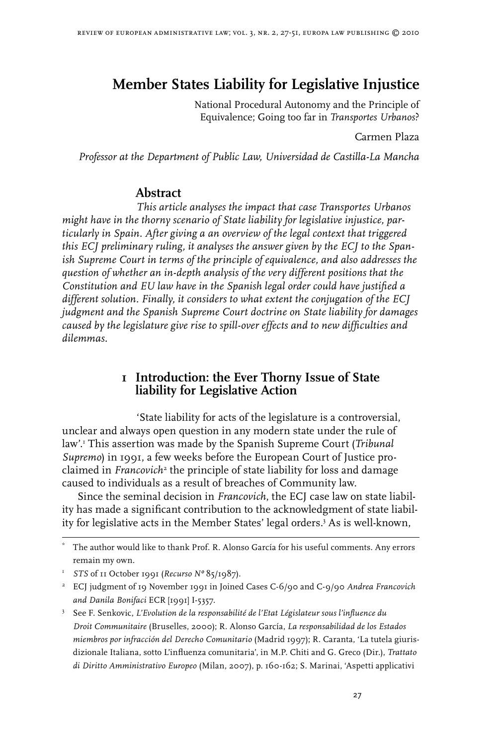# Member States Liability for Legislative Injustice

National Procedural Autonomy and the Principle of Equivalence; Going too far in *Transportes Urbanos*?

Carmen Plaza

*Professor at the Department of Public Law, Universidad de Castilla-La Mancha*

## Abstract

*This article analyses the impact that case Transportes Urbanos might have in the thorny scenario of State liability for legislative injustice, particularly in Spain. After giving a an overview of the legal context that triggered this ECJ preliminary ruling, it analyses the answer given by the ECJ to the Spanish Supreme Court in terms of the principle of equivalence, and also addresses the question of whether an in-depth analysis of the very different positions that the Constitution and EU law have in the Spanish legal order could have justified a different solution. Finally, it considers to what extent the conjugation of the ECJ judgment and the Spanish Supreme Court doctrine on State liability for damages caused by the legislature give rise to spill-over effects and to new difficulties and dilemmas.*

## 1 Introduction: the Ever Thorny Issue of State liability for Legislative Action

'State liability for acts of the legislature is a controversial, unclear and always open question in any modern state under the rule of law'.[1] This assertion was made by the Spanish Supreme Court (*Tribunal Supremo*) in 1991, a few weeks before the European Court of Justice proclaimed in *Francovich*[2] the principle of state liability for loss and damage caused to individuals as a result of breaches of Community law.

Since the seminal decision in *Francovich*, the ECJ case law on state liability has made a significant contribution to the acknowledgment of state liability for legislative acts in the Member States' legal orders.[3] As is well-known,

---

\* The author would like to thank Prof. R. Alonso García for his useful comments. Any errors remain my own.

[1] *STS* of 11 October 1991 (*Recurso Nº* 85/1987).

[2] ECJ judgment of 19 November 1991 in Joined Cases C-6/90 and C-9/90 *Andrea Francovich and Danila Bonifaci* ECR [1991] I-5357.

[3] See F. Senkovic, *L'Evolution de la responsabilité de l'Etat Législateur sous l'influence du Droit Communitaire* (Bruselles, 2000); R. Alonso García, *La responsabilidad de los Estados miembros por infracción del Derecho Comunitario* (Madrid 1997); R. Caranta, 'La tutela giurisdizionale Italiana, sotto L'influenza comunitaria', in M.P. Chiti and G. Greco (Dir.), *Trattato di Diritto Amministrativo Europeo* (Milan, 2007), p. 160-162; S. Marinai, 'Aspetti applicativi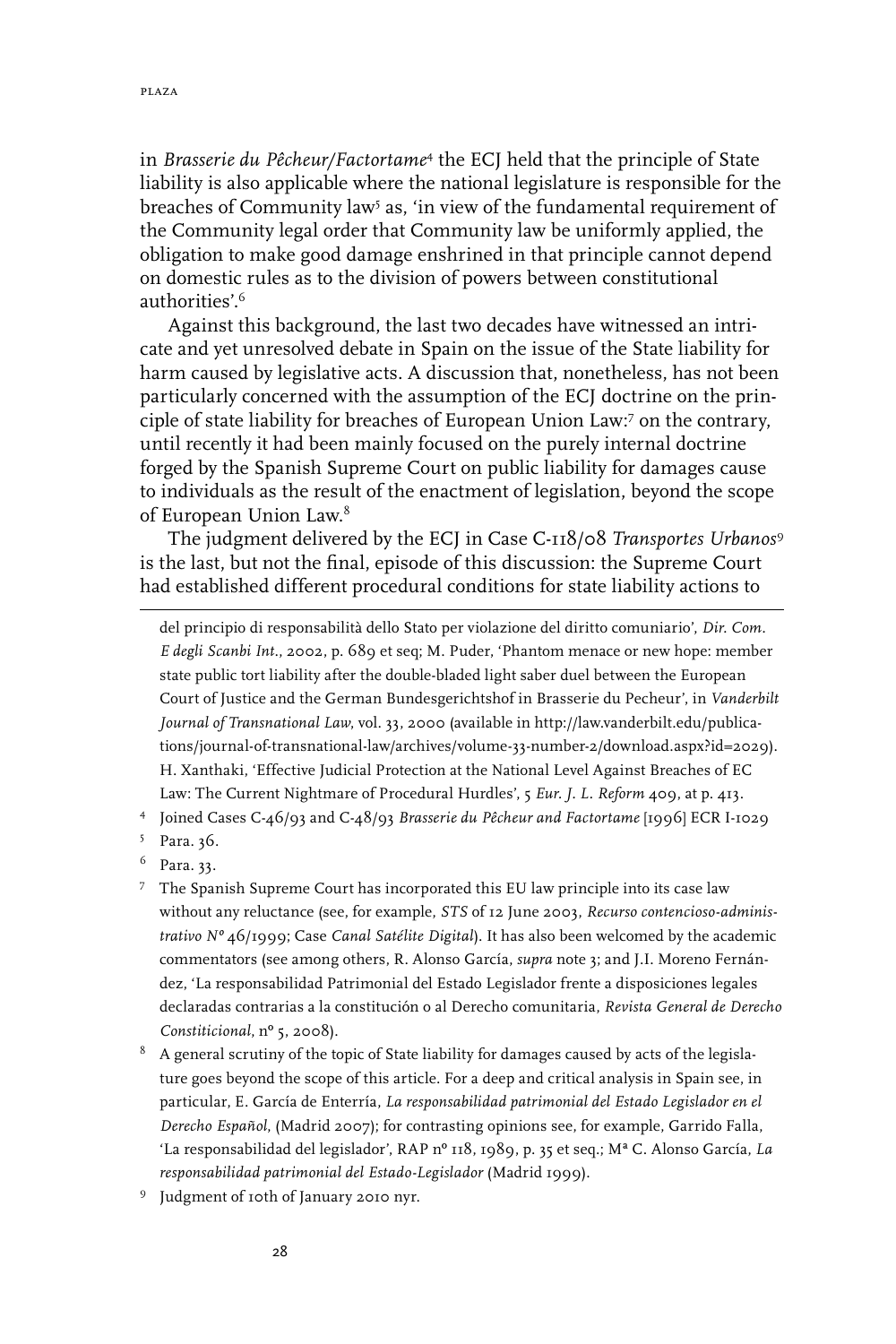in *Brasserie du Pêcheur/Factortame*[4] the ECJ held that the principle of State liability is also applicable where the national legislature is responsible for the breaches of Community law[5] as, 'in view of the fundamental requirement of the Community legal order that Community law be uniformly applied, the obligation to make good damage enshrined in that principle cannot depend on domestic rules as to the division of powers between constitutional authorities'.[6]

Against this background, the last two decades have witnessed an intricate and yet unresolved debate in Spain on the issue of the State liability for harm caused by legislative acts. A discussion that, nonetheless, has not been particularly concerned with the assumption of the ECJ doctrine on the principle of state liability for breaches of European Union Law:[7] on the contrary, until recently it had been mainly focused on the purely internal doctrine forged by the Spanish Supreme Court on public liability for damages cause to individuals as the result of the enactment of legislation, beyond the scope of European Union Law.[8]

The judgment delivered by the ECJ in Case C-118/08 *Transportes Urbanos*[9] is the last, but not the final, episode of this discussion: the Supreme Court had established different procedural conditions for state liability actions to

---

del principio di responsabilità dello Stato per violazione del diritto comuniario', *Dir. Com. E degli Scanbi Int.*, 2002, p. 689 et seq; M. Puder, 'Phantom menace or new hope: member state public tort liability after the double-bladed light saber duel between the European Court of Justice and the German Bundesgerichtshof in Brasserie du Pecheur', in *Vanderbilt Journal of Transnational Law*, vol. 33, 2000 (available in http://law.vanderbilt.edu/publications/journal-of-transnational-law/archives/volume-33-number-2/download.aspx?id=2029). H. Xanthaki, 'Effective Judicial Protection at the National Level Against Breaches of EC Law: The Current Nightmare of Procedural Hurdles', 5 *Eur. J. L. Reform* 409, at p. 413.

[4] Joined Cases C-46/93 and C-48/93 *Brasserie du Pêcheur and Factortame* [1996] ECR I-1029

[5] Para. 36.

[6] Para. 33.

[7] The Spanish Supreme Court has incorporated this EU law principle into its case law without any reluctance (see, for example, *STS* of 12 June 2003, *Recurso contencioso-administrativo Nº* 46/1999; Case *Canal Satélite Digital*). It has also been welcomed by the academic commentators (see among others, R. Alonso García, *supra* note 3; and J.I. Moreno Fernández, 'La responsabilidad Patrimonial del Estado Legislador frente a disposiciones legales declaradas contrarias a la constitución o al Derecho comunitaria, *Revista General de Derecho Constiticional*, nº 5, 2008).

[8] A general scrutiny of the topic of State liability for damages caused by acts of the legislature goes beyond the scope of this article. For a deep and critical analysis in Spain see, in particular, E. García de Enterría, *La responsabilidad patrimonial del Estado Legislador en el Derecho Español*, (Madrid 2007); for contrasting opinions see, for example, Garrido Falla, 'La responsabilidad del legislador', RAP nº 118, 1989, p. 35 et seq.; Mª C. Alonso García, *La responsabilidad patrimonial del Estado-Legislador* (Madrid 1999).

[9] Judgment of 10th of January 2010 nyr.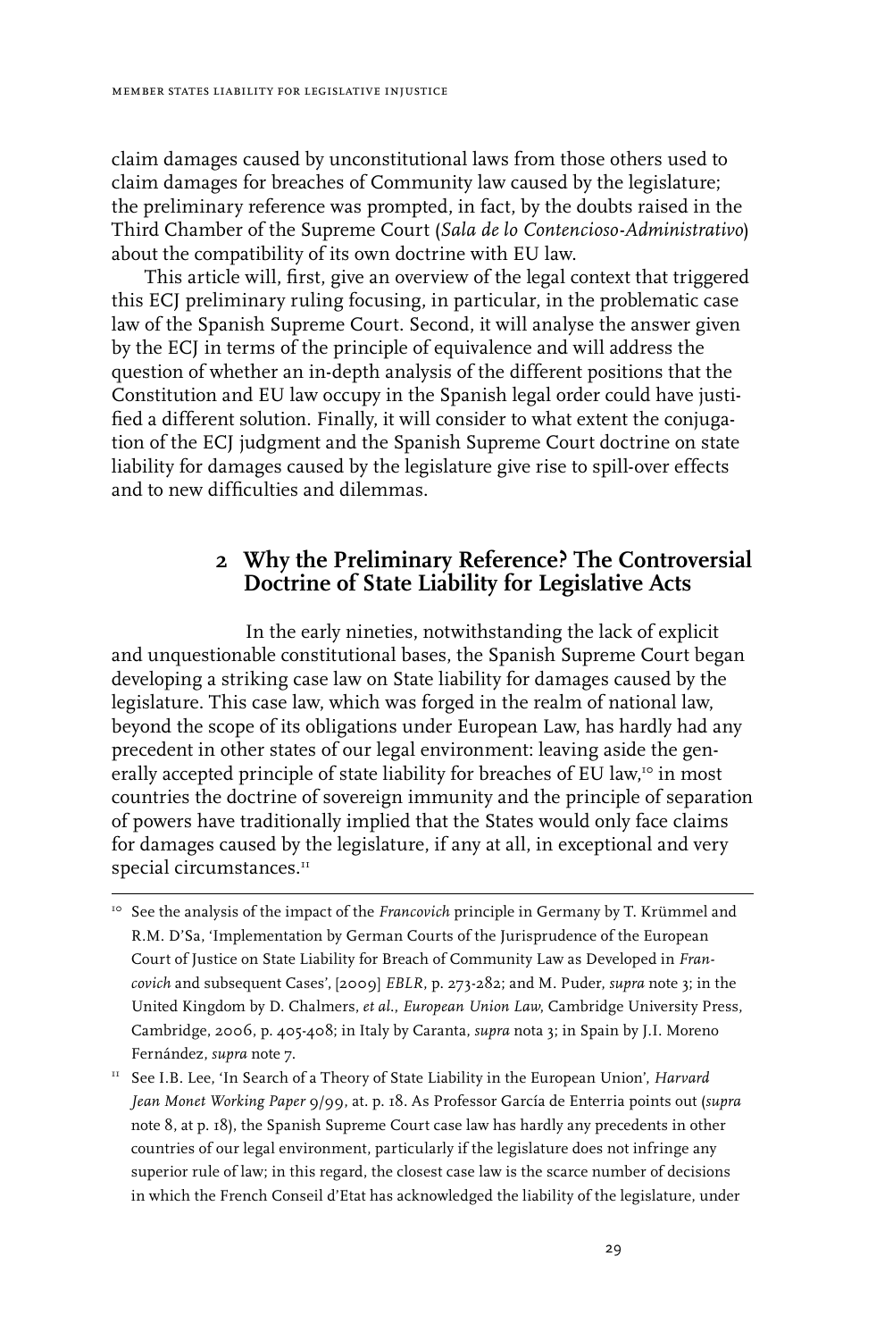claim damages caused by unconstitutional laws from those others used to claim damages for breaches of Community law caused by the legislature; the preliminary reference was prompted, in fact, by the doubts raised in the Third Chamber of the Supreme Court (*Sala de lo Contencioso-Administrativo*) about the compatibility of its own doctrine with EU law.

This article will, first, give an overview of the legal context that triggered this ECJ preliminary ruling focusing, in particular, in the problematic case law of the Spanish Supreme Court. Second, it will analyse the answer given by the ECJ in terms of the principle of equivalence and will address the question of whether an in-depth analysis of the different positions that the Constitution and EU law occupy in the Spanish legal order could have justified a different solution. Finally, it will consider to what extent the conjugation of the ECJ judgment and the Spanish Supreme Court doctrine on state liability for damages caused by the legislature give rise to spill-over effects and to new difficulties and dilemmas.

## 2 Why the Preliminary Reference? The Controversial Doctrine of State Liability for Legislative Acts

In the early nineties, notwithstanding the lack of explicit and unquestionable constitutional bases, the Spanish Supreme Court began developing a striking case law on State liability for damages caused by the legislature. This case law, which was forged in the realm of national law, beyond the scope of its obligations under European Law, has hardly had any precedent in other states of our legal environment: leaving aside the generally accepted principle of state liability for breaches of EU law,[10] in most countries the doctrine of sovereign immunity and the principle of separation of powers have traditionally implied that the States would only face claims for damages caused by the legislature, if any at all, in exceptional and very special circumstances.[11]

---

[10] See the analysis of the impact of the *Francovich* principle in Germany by T. Krümmel and R.M. D'Sa, 'Implementation by German Courts of the Jurisprudence of the European Court of Justice on State Liability for Breach of Community Law as Developed in *Francovich* and subsequent Cases', [2009] *EBLR*, p. 273-282; and M. Puder, *supra* note 3; in the United Kingdom by D. Chalmers, *et al*., *European Union Law*, Cambridge University Press, Cambridge, 2006, p. 405-408; in Italy by Caranta, *supra* nota 3; in Spain by J.I. Moreno Fernández, *supra* note 7.

[11] See I.B. Lee, 'In Search of a Theory of State Liability in the European Union', *Harvard Jean Monet Working Paper* 9/99, at. p. 18. As Professor García de Enterria points out (*supra* note 8, at p. 18), the Spanish Supreme Court case law has hardly any precedents in other countries of our legal environment, particularly if the legislature does not infringe any superior rule of law; in this regard, the closest case law is the scarce number of decisions in which the French Conseil d'Etat has acknowledged the liability of the legislature, under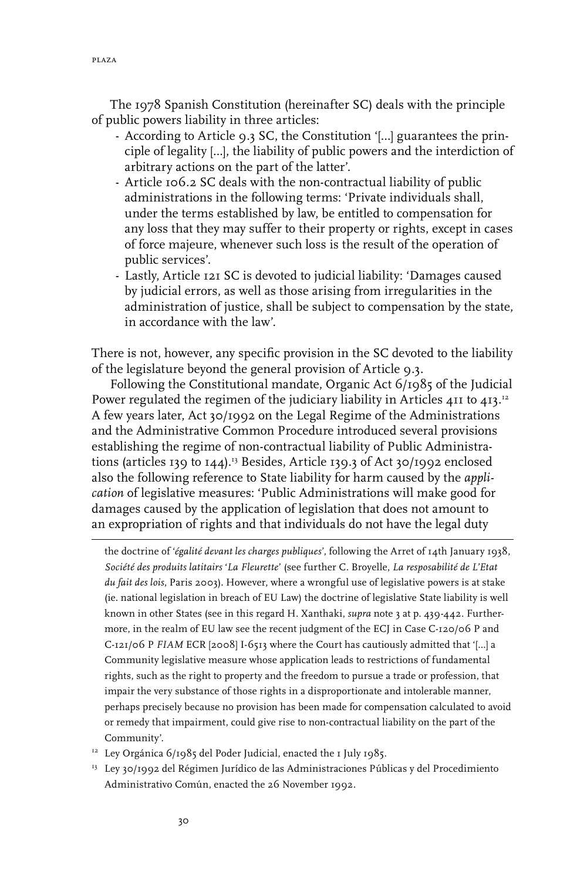The 1978 Spanish Constitution (hereinafter SC) deals with the principle of public powers liability in three articles:

- According to Article 9.3 SC, the Constitution '[...] guarantees the principle of legality [...], the liability of public powers and the interdiction of arbitrary actions on the part of the latter'.
- Article 106.2 SC deals with the non-contractual liability of public administrations in the following terms: 'Private individuals shall, under the terms established by law, be entitled to compensation for any loss that they may suffer to their property or rights, except in cases of force majeure, whenever such loss is the result of the operation of public services'.
- Lastly, Article 121 SC is devoted to judicial liability: 'Damages caused by judicial errors, as well as those arising from irregularities in the administration of justice, shall be subject to compensation by the state, in accordance with the law'.

There is not, however, any specific provision in the SC devoted to the liability of the legislature beyond the general provision of Article 9.3.

Following the Constitutional mandate, Organic Act 6/1985 of the Judicial Power regulated the regimen of the judiciary liability in Articles 411 to 413.[12] A few years later, Act 30/1992 on the Legal Regime of the Administrations and the Administrative Common Procedure introduced several provisions establishing the regime of non-contractual liability of Public Administrations (articles 139 to 144).[13] Besides, Article 139.3 of Act 30/1992 enclosed also the following reference to State liability for harm caused by the *application* of legislative measures: 'Public Administrations will make good for damages caused by the application of legislation that does not amount to an expropriation of rights and that individuals do not have the legal duty

---

the doctrine of '*égalité devant les charges publiques*', following the Arret of 14th January 1938, *Société des produits latitairs 'La Fleurette'* (see further C. Broyelle, *La resposabilité de L'Etat du fait des lois*, Paris 2003). However, where a wrongful use of legislative powers is at stake (ie. national legislation in breach of EU Law) the doctrine of legislative State liability is well known in other States (see in this regard H. Xanthaki, *supra* note 3 at p. 439-442. Furthermore, in the realm of EU law see the recent judgment of the ECJ in Case C-120/06 P and C-121/06 P *FIAM* ECR [2008] I-6513 where the Court has cautiously admitted that '[...] a Community legislative measure whose application leads to restrictions of fundamental rights, such as the right to property and the freedom to pursue a trade or profession, that impair the very substance of those rights in a disproportionate and intolerable manner, perhaps precisely because no provision has been made for compensation calculated to avoid or remedy that impairment, could give rise to non-contractual liability on the part of the Community'.

[12] Ley Orgánica 6/1985 del Poder Judicial, enacted the 1 July 1985.

[13] Ley 30/1992 del Régimen Jurídico de las Administraciones Públicas y del Procedimiento Administrativo Común, enacted the 26 November 1992.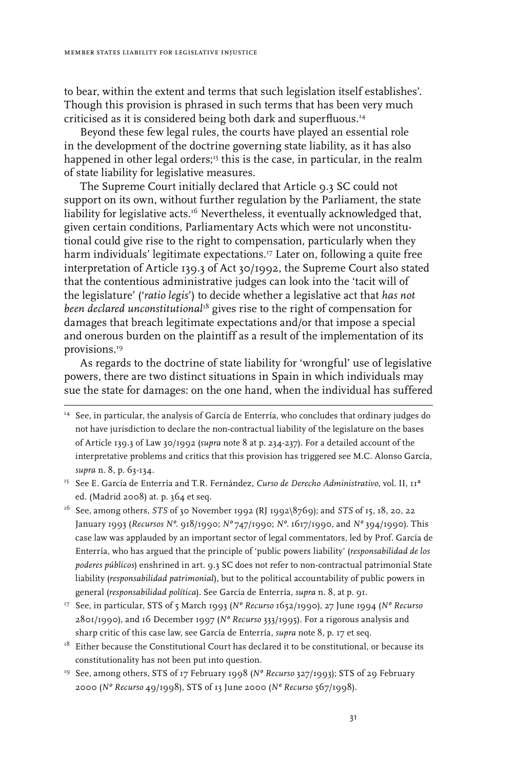to bear, within the extent and terms that such legislation itself establishes'. Though this provision is phrased in such terms that has been very much criticised as it is considered being both dark and superfluous.[14]

Beyond these few legal rules, the courts have played an essential role in the development of the doctrine governing state liability, as it has also happened in other legal orders;[15] this is the case, in particular, in the realm of state liability for legislative measures.

The Supreme Court initially declared that Article 9.3 SC could not support on its own, without further regulation by the Parliament, the state liability for legislative acts.[16] Nevertheless, it eventually acknowledged that, given certain conditions, Parliamentary Acts which were not unconstitutional could give rise to the right to compensation, particularly when they harm individuals' legitimate expectations.[17] Later on, following a quite free interpretation of Article 139.3 of Act 30/1992, the Supreme Court also stated that the contentious administrative judges can look into the 'tacit will of the legislature' ('*ratio legis*') to decide whether a legislative act that *has not been declared unconstitutional*[18] gives rise to the right of compensation for damages that breach legitimate expectations and/or that impose a special and onerous burden on the plaintiff as a result of the implementation of its provisions.[19]

As regards to the doctrine of state liability for 'wrongful' use of legislative powers, there are two distinct situations in Spain in which individuals may sue the state for damages: on the one hand, when the individual has suffered

---

[14] See, in particular, the analysis of García de Enterría, who concludes that ordinary judges do not have jurisdiction to declare the non-contractual liability of the legislature on the bases of Article 139.3 of Law 30/1992 (*supra* note 8 at p. 234-237). For a detailed account of the interpretative problems and critics that this provision has triggered see M.C. Alonso García, *supra* n. 8, p. 63-134.

[15] See E. García de Enterría and T.R. Fernández, *Curso de Derecho Administrativo*, vol. II, 11ª ed. (Madrid 2008) at. p. 364 et seq.

[16] See, among others, *STS* of 30 November 1992 (RJ 1992\8769); and *STS* of 15, 18, 20, 22 January 1993 (*Recursos Nº.* 918/1990; *Nº* 747/1990; *Nº.* 1617/1990, and *Nº* 394/1990). This case law was applauded by an important sector of legal commentators, led by Prof. García de Enterría, who has argued that the principle of 'public powers liability' (*responsabilidad de los poderes públicos*) enshrined in art. 9.3 SC does not refer to non-contractual patrimonial State liability (*responsabilidad patrimonial*), but to the political accountability of public powers in general (*responsabilidad política*). See García de Enterría, *supra* n. 8, at p. 91.

[17] See, in particular, STS of 5 March 1993 (*Nº Recurso* 1652/1990), 27 June 1994 (*Nº Recurso* 2801/1990), and 16 December 1997 (*Nº Recurso* 333/1995). For a rigorous analysis and sharp critic of this case law, see García de Enterría, *supra* note 8, p. 17 et seq.

[18] Either because the Constitutional Court has declared it to be constitutional, or because its constitutionality has not been put into question.

[19] See, among others, STS of 17 February 1998 (*Nº Recurso* 327/1993); STS of 29 February 2000 (*Nº Recurso* 49/1998), STS of 13 June 2000 (*Nº Recurso* 567/1998).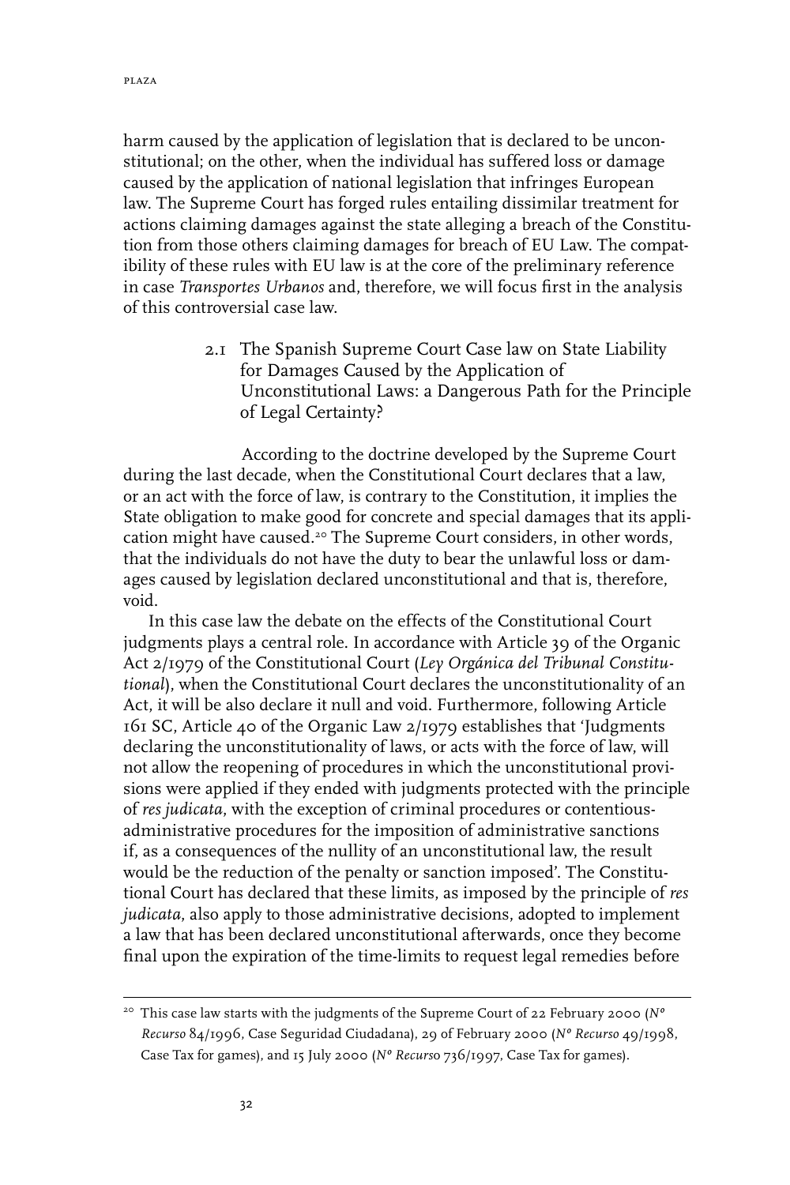harm caused by the application of legislation that is declared to be unconstitutional; on the other, when the individual has suffered loss or damage caused by the application of national legislation that infringes European law. The Supreme Court has forged rules entailing dissimilar treatment for actions claiming damages against the state alleging a breach of the Constitution from those others claiming damages for breach of EU Law. The compatibility of these rules with EU law is at the core of the preliminary reference in case *Transportes Urbanos* and, therefore, we will focus first in the analysis of this controversial case law.

### 2.1 The Spanish Supreme Court Case law on State Liability for Damages Caused by the Application of Unconstitutional Laws: a Dangerous Path for the Principle of Legal Certainty?

According to the doctrine developed by the Supreme Court during the last decade, when the Constitutional Court declares that a law, or an act with the force of law, is contrary to the Constitution, it implies the State obligation to make good for concrete and special damages that its application might have caused.[20] The Supreme Court considers, in other words, that the individuals do not have the duty to bear the unlawful loss or damages caused by legislation declared unconstitutional and that is, therefore, void.

In this case law the debate on the effects of the Constitutional Court judgments plays a central role. In accordance with Article 39 of the Organic Act 2/1979 of the Constitutional Court (*Ley Orgánica del Tribunal Constitutional*), when the Constitutional Court declares the unconstitutionality of an Act, it will be also declare it null and void. Furthermore, following Article 161 SC, Article 40 of the Organic Law 2/1979 establishes that 'Judgments declaring the unconstitutionality of laws, or acts with the force of law, will not allow the reopening of procedures in which the unconstitutional provisions were applied if they ended with judgments protected with the principle of *res judicata*, with the exception of criminal procedures or contentious-administrative procedures for the imposition of administrative sanctions if, as a consequences of the nullity of an unconstitutional law, the result would be the reduction of the penalty or sanction imposed'. The Constitutional Court has declared that these limits, as imposed by the principle of *res judicata*, also apply to those administrative decisions, adopted to implement a law that has been declared unconstitutional afterwards, once they become final upon the expiration of the time-limits to request legal remedies before

---

[20] This case law starts with the judgments of the Supreme Court of 22 February 2000 (*Nº Recurso* 84/1996, Case Seguridad Ciudadana), 29 of February 2000 (*Nº Recurso* 49/1998, Case Tax for games), and 15 July 2000 (*Nº Recurso* 736/1997, Case Tax for games).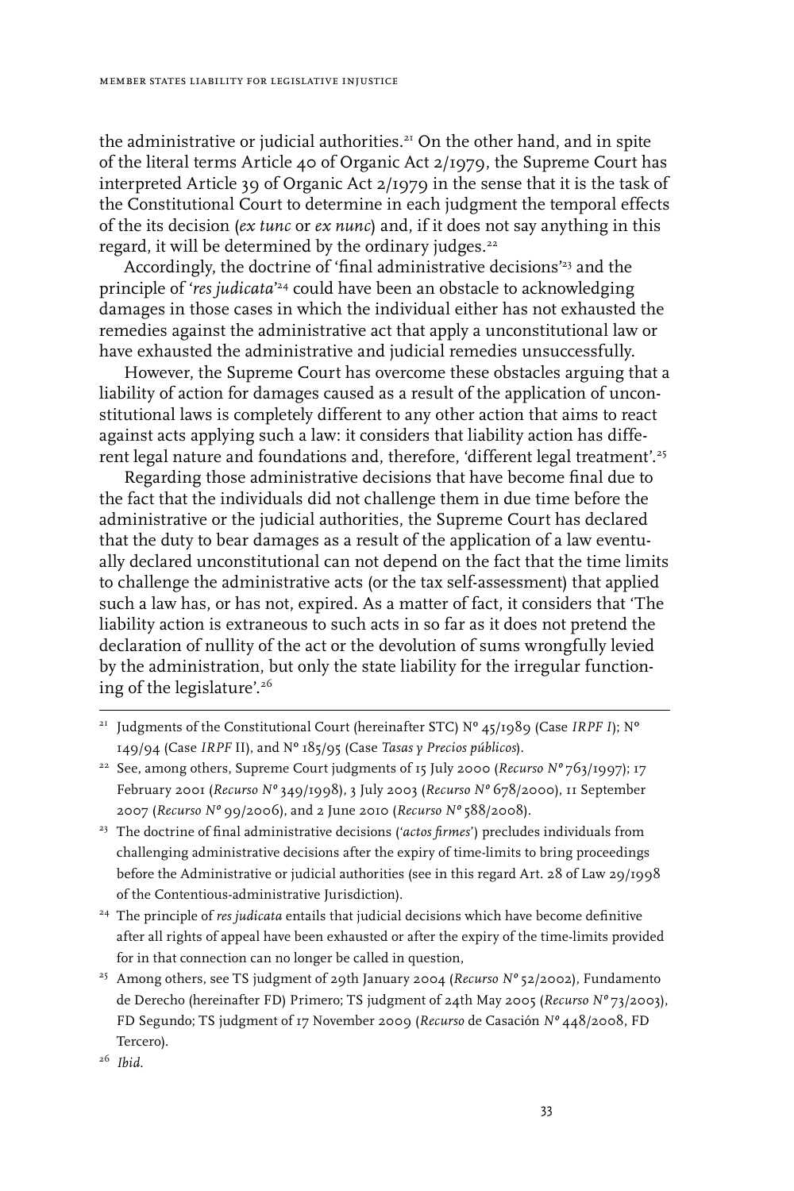the administrative or judicial authorities.[21] On the other hand, and in spite of the literal terms Article 40 of Organic Act 2/1979, the Supreme Court has interpreted Article 39 of Organic Act 2/1979 in the sense that it is the task of the Constitutional Court to determine in each judgment the temporal effects of the its decision (*ex tunc* or *ex nunc*) and, if it does not say anything in this regard, it will be determined by the ordinary judges.[22]

Accordingly, the doctrine of 'final administrative decisions'[23] and the principle of '*res judicata*'[24] could have been an obstacle to acknowledging damages in those cases in which the individual either has not exhausted the remedies against the administrative act that apply a unconstitutional law or have exhausted the administrative and judicial remedies unsuccessfully.

However, the Supreme Court has overcome these obstacles arguing that a liability of action for damages caused as a result of the application of unconstitutional laws is completely different to any other action that aims to react against acts applying such a law: it considers that liability action has different legal nature and foundations and, therefore, 'different legal treatment'.[25]

Regarding those administrative decisions that have become final due to the fact that the individuals did not challenge them in due time before the administrative or the judicial authorities, the Supreme Court has declared that the duty to bear damages as a result of the application of a law eventually declared unconstitutional can not depend on the fact that the time limits to challenge the administrative acts (or the tax self-assessment) that applied such a law has, or has not, expired. As a matter of fact, it considers that 'The liability action is extraneous to such acts in so far as it does not pretend the declaration of nullity of the act or the devolution of sums wrongfully levied by the administration, but only the state liability for the irregular functioning of the legislature'.[26]

---

[21] Judgments of the Constitutional Court (hereinafter STC) Nº 45/1989 (Case *IRPF I*); Nº 149/94 (Case *IRPF* II), and Nº 185/95 (Case *Tasas y Precios públicos*).

[22] See, among others, Supreme Court judgments of 15 July 2000 (*Recurso Nº* 763/1997); 17 February 2001 (*Recurso Nº* 349/1998), 3 July 2003 (*Recurso Nº* 678/2000), 11 September 2007 (*Recurso Nº* 99/2006), and 2 June 2010 (*Recurso Nº* 588/2008).

[23] The doctrine of final administrative decisions ('*actos firmes*') precludes individuals from challenging administrative decisions after the expiry of time-limits to bring proceedings before the Administrative or judicial authorities (see in this regard Art. 28 of Law 29/1998 of the Contentious-administrative Jurisdiction).

[24] The principle of *res judicata* entails that judicial decisions which have become definitive after all rights of appeal have been exhausted or after the expiry of the time-limits provided for in that connection can no longer be called in question,

[25] Among others, see TS judgment of 29th January 2004 (*Recurso Nº* 52/2002), Fundamento de Derecho (hereinafter FD) Primero; TS judgment of 24th May 2005 (*Recurso Nº* 73/2003), FD Segundo; TS judgment of 17 November 2009 (*Recurso* de Casación *Nº* 448/2008, FD Tercero).

[26] *Ibid*.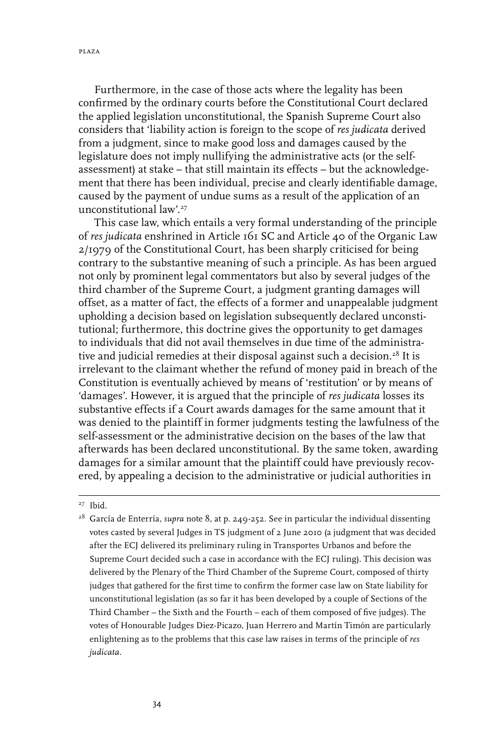Furthermore, in the case of those acts where the legality has been confirmed by the ordinary courts before the Constitutional Court declared the applied legislation unconstitutional, the Spanish Supreme Court also considers that 'liability action is foreign to the scope of *res judicata* derived from a judgment, since to make good loss and damages caused by the legislature does not imply nullifying the administrative acts (or the self-assessment) at stake – that still maintain its effects – but the acknowledgement that there has been individual, precise and clearly identifiable damage, caused by the payment of undue sums as a result of the application of an unconstitutional law'.[27]

This case law, which entails a very formal understanding of the principle of *res judicata* enshrined in Article 161 SC and Article 40 of the Organic Law 2/1979 of the Constitutional Court, has been sharply criticised for being contrary to the substantive meaning of such a principle. As has been argued not only by prominent legal commentators but also by several judges of the third chamber of the Supreme Court, a judgment granting damages will offset, as a matter of fact, the effects of a former and unappealable judgment upholding a decision based on legislation subsequently declared unconstitutional; furthermore, this doctrine gives the opportunity to get damages to individuals that did not avail themselves in due time of the administrative and judicial remedies at their disposal against such a decision.[28] It is irrelevant to the claimant whether the refund of money paid in breach of the Constitution is eventually achieved by means of 'restitution' or by means of 'damages'. However, it is argued that the principle of *res judicata* losses its substantive effects if a Court awards damages for the same amount that it was denied to the plaintiff in former judgments testing the lawfulness of the self-assessment or the administrative decision on the bases of the law that afterwards has been declared unconstitutional. By the same token, awarding damages for a similar amount that the plaintiff could have previously recovered, by appealing a decision to the administrative or judicial authorities in

---

[27] Ibid.

[28] García de Enterría, *supra* note 8, at p. 249-252. See in particular the individual dissenting votes casted by several Judges in TS judgment of 2 June 2010 (a judgment that was decided after the ECJ delivered its preliminary ruling in Transportes Urbanos and before the Supreme Court decided such a case in accordance with the ECJ ruling). This decision was delivered by the Plenary of the Third Chamber of the Supreme Court, composed of thirty judges that gathered for the first time to confirm the former case law on State liability for unconstitutional legislation (as so far it has been developed by a couple of Sections of the Third Chamber – the Sixth and the Fourth – each of them composed of five judges). The votes of Honourable Judges Diez-Picazo, Juan Herrero and Martín Timón are particularly enlightening as to the problems that this case law raises in terms of the principle of *res judicata*.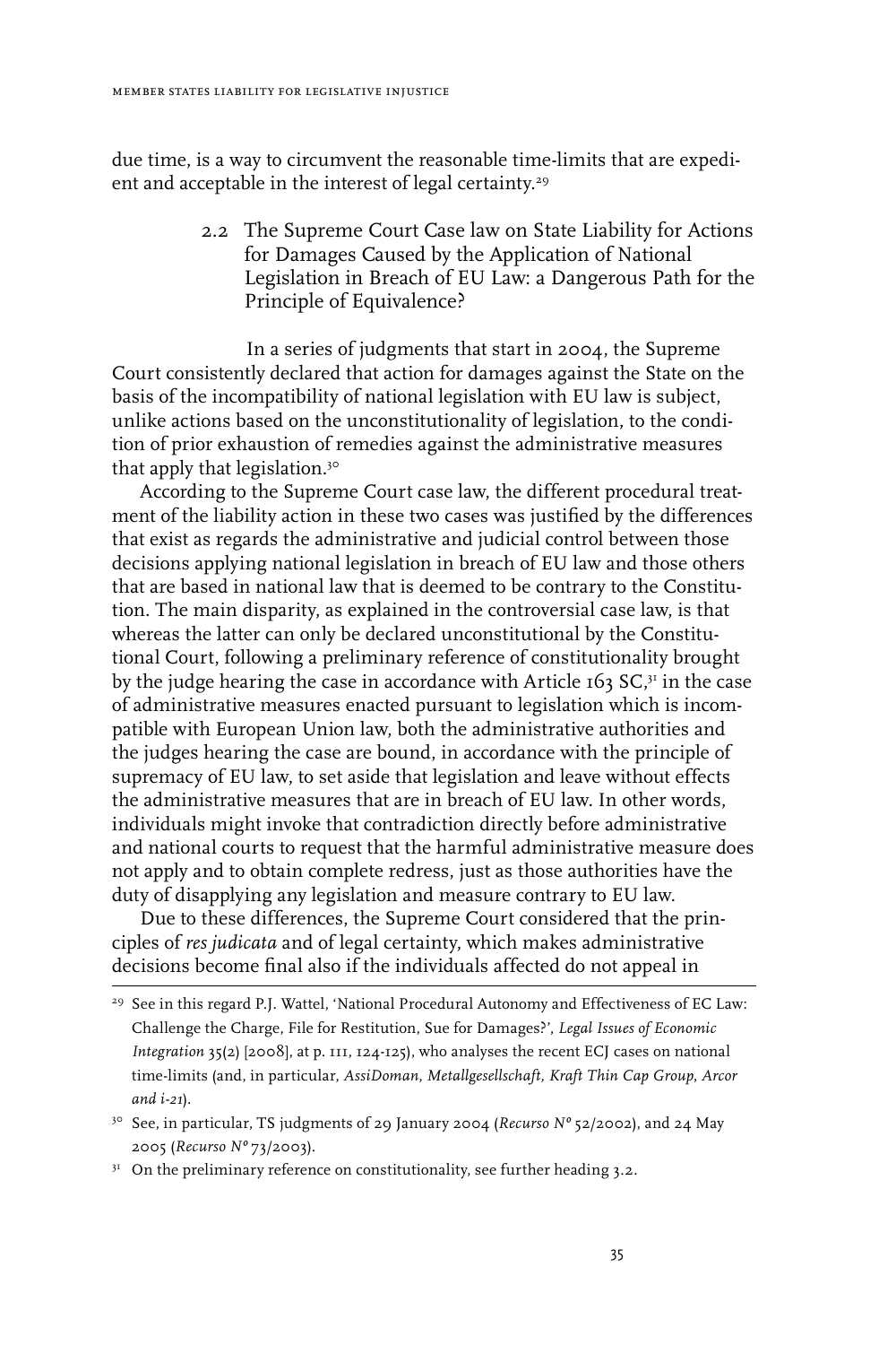due time, is a way to circumvent the reasonable time-limits that are expedient and acceptable in the interest of legal certainty.[29]

### 2.2 The Supreme Court Case law on State Liability for Actions for Damages Caused by the Application of National Legislation in Breach of EU Law: a Dangerous Path for the Principle of Equivalence?

In a series of judgments that start in 2004, the Supreme Court consistently declared that action for damages against the State on the basis of the incompatibility of national legislation with EU law is subject, unlike actions based on the unconstitutionality of legislation, to the condition of prior exhaustion of remedies against the administrative measures that apply that legislation.[30]

According to the Supreme Court case law, the different procedural treatment of the liability action in these two cases was justified by the differences that exist as regards the administrative and judicial control between those decisions applying national legislation in breach of EU law and those others that are based in national law that is deemed to be contrary to the Constitution. The main disparity, as explained in the controversial case law, is that whereas the latter can only be declared unconstitutional by the Constitutional Court, following a preliminary reference of constitutionality brought by the judge hearing the case in accordance with Article 163 SC,[31] in the case of administrative measures enacted pursuant to legislation which is incompatible with European Union law, both the administrative authorities and the judges hearing the case are bound, in accordance with the principle of supremacy of EU law, to set aside that legislation and leave without effects the administrative measures that are in breach of EU law. In other words, individuals might invoke that contradiction directly before administrative and national courts to request that the harmful administrative measure does not apply and to obtain complete redress, just as those authorities have the duty of disapplying any legislation and measure contrary to EU law.

Due to these differences, the Supreme Court considered that the principles of *res judicata* and of legal certainty, which makes administrative decisions become final also if the individuals affected do not appeal in

---

[29] See in this regard P.J. Wattel, 'National Procedural Autonomy and Effectiveness of EC Law: Challenge the Charge, File for Restitution, Sue for Damages?', *Legal Issues of Economic Integration* 35(2) [2008], at p. 111, 124-125), who analyses the recent ECJ cases on national time-limits (and, in particular, *AssiDoman*, *Metallgesellschaft, Kraft Thin Cap Group*, *Arcor and i-21*).

[30] See, in particular, TS judgments of 29 January 2004 (*Recurso Nº* 52/2002), and 24 May 2005 (*Recurso Nº* 73/2003).

[31] On the preliminary reference on constitutionality, see further heading 3.2.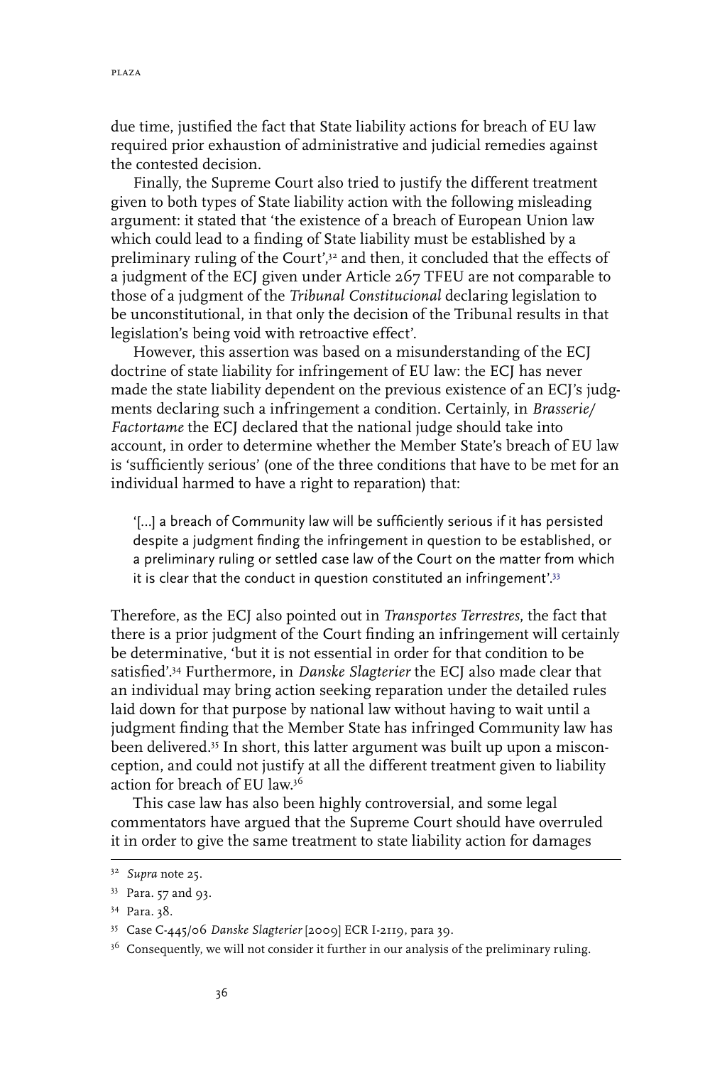due time, justified the fact that State liability actions for breach of EU law required prior exhaustion of administrative and judicial remedies against the contested decision.

Finally, the Supreme Court also tried to justify the different treatment given to both types of State liability action with the following misleading argument: it stated that 'the existence of a breach of European Union law which could lead to a finding of State liability must be established by a preliminary ruling of the Court',[32] and then, it concluded that the effects of a judgment of the ECJ given under Article 267 TFEU are not comparable to those of a judgment of the *Tribunal Constitucional* declaring legislation to be unconstitutional, in that only the decision of the Tribunal results in that legislation's being void with retroactive effect'.

However, this assertion was based on a misunderstanding of the ECJ doctrine of state liability for infringement of EU law: the ECJ has never made the state liability dependent on the previous existence of an ECJ's judgments declaring such a infringement a condition. Certainly, in *Brasserie/ Factortame* the ECJ declared that the national judge should take into account, in order to determine whether the Member State's breach of EU law is 'sufficiently serious' (one of the three conditions that have to be met for an individual harmed to have a right to reparation) that:

> '[...] a breach of Community law will be sufficiently serious if it has persisted despite a judgment finding the infringement in question to be established, or a preliminary ruling or settled case law of the Court on the matter from which it is clear that the conduct in question constituted an infringement'.[33]

Therefore, as the ECJ also pointed out in *Transportes Terrestres*, the fact that there is a prior judgment of the Court finding an infringement will certainly be determinative, 'but it is not essential in order for that condition to be satisfied'.[34] Furthermore, in *Danske Slagterier* the ECJ also made clear that an individual may bring action seeking reparation under the detailed rules laid down for that purpose by national law without having to wait until a judgment finding that the Member State has infringed Community law has been delivered.[35] In short, this latter argument was built up upon a misconception, and could not justify at all the different treatment given to liability action for breach of EU law.[36]

This case law has also been highly controversial, and some legal commentators have argued that the Supreme Court should have overruled it in order to give the same treatment to state liability action for damages

---

[32] *Supra* note 25.

[33] Para. 57 and 93.

[34] Para. 38.

[35] Case C-445/06 *Danske Slagterier* [2009] ECR I-2119, para 39.

[36] Consequently, we will not consider it further in our analysis of the preliminary ruling.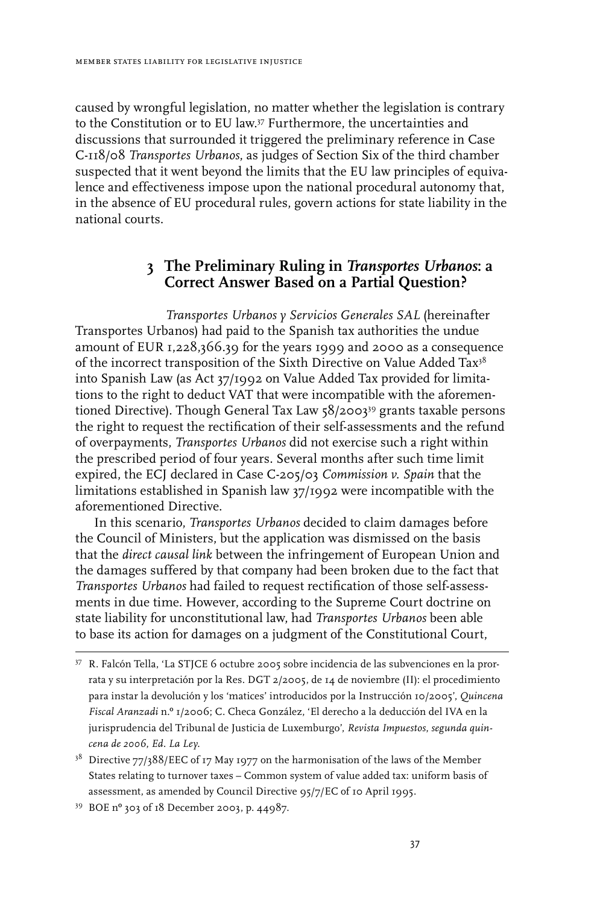caused by wrongful legislation, no matter whether the legislation is contrary to the Constitution or to EU law.[37] Furthermore, the uncertainties and discussions that surrounded it triggered the preliminary reference in Case C-118/08 *Transportes Urbanos*, as judges of Section Six of the third chamber suspected that it went beyond the limits that the EU law principles of equivalence and effectiveness impose upon the national procedural autonomy that, in the absence of EU procedural rules, govern actions for state liability in the national courts.

## 3 The Preliminary Ruling in *Transportes Urbanos*: a Correct Answer Based on a Partial Question?

*Transportes Urbanos y Servicios Generales SAL* (hereinafter Transportes Urbanos) had paid to the Spanish tax authorities the undue amount of EUR 1,228,366.39 for the years 1999 and 2000 as a consequence of the incorrect transposition of the Sixth Directive on Value Added Tax[38] into Spanish Law (as Act 37/1992 on Value Added Tax provided for limitations to the right to deduct VAT that were incompatible with the aforementioned Directive). Though General Tax Law 58/2003[39] grants taxable persons the right to request the rectification of their self-assessments and the refund of overpayments, *Transportes Urbanos* did not exercise such a right within the prescribed period of four years. Several months after such time limit expired, the ECJ declared in Case C-205/03 *Commission v. Spain* that the limitations established in Spanish law 37/1992 were incompatible with the aforementioned Directive.

In this scenario, *Transportes Urbanos* decided to claim damages before the Council of Ministers, but the application was dismissed on the basis that the *direct causal link* between the infringement of European Union and the damages suffered by that company had been broken due to the fact that *Transportes Urbanos* had failed to request rectification of those self-assessments in due time. However, according to the Supreme Court doctrine on state liability for unconstitutional law, had *Transportes Urbanos* been able to base its action for damages on a judgment of the Constitutional Court,

---

[37] R. Falcón Tella, 'La STJCE 6 octubre 2005 sobre incidencia de las subvenciones en la prorrata y su interpretación por la Res. DGT 2/2005, de 14 de noviembre (II): el procedimiento para instar la devolución y los 'matices' introducidos por la Instrucción 10/2005', *Quincena Fiscal Aranzadi* n.º 1/2006; C. Checa González, 'El derecho a la deducción del IVA en la jurisprudencia del Tribunal de Justicia de Luxemburgo', *Revista Impuestos, segunda quincena de 2006, Ed. La Ley.*

[38] Directive 77/388/EEC of 17 May 1977 on the harmonisation of the laws of the Member States relating to turnover taxes – Common system of value added tax: uniform basis of assessment, as amended by Council Directive 95/7/EC of 10 April 1995.

[39] BOE nº 303 of 18 December 2003, p. 44987.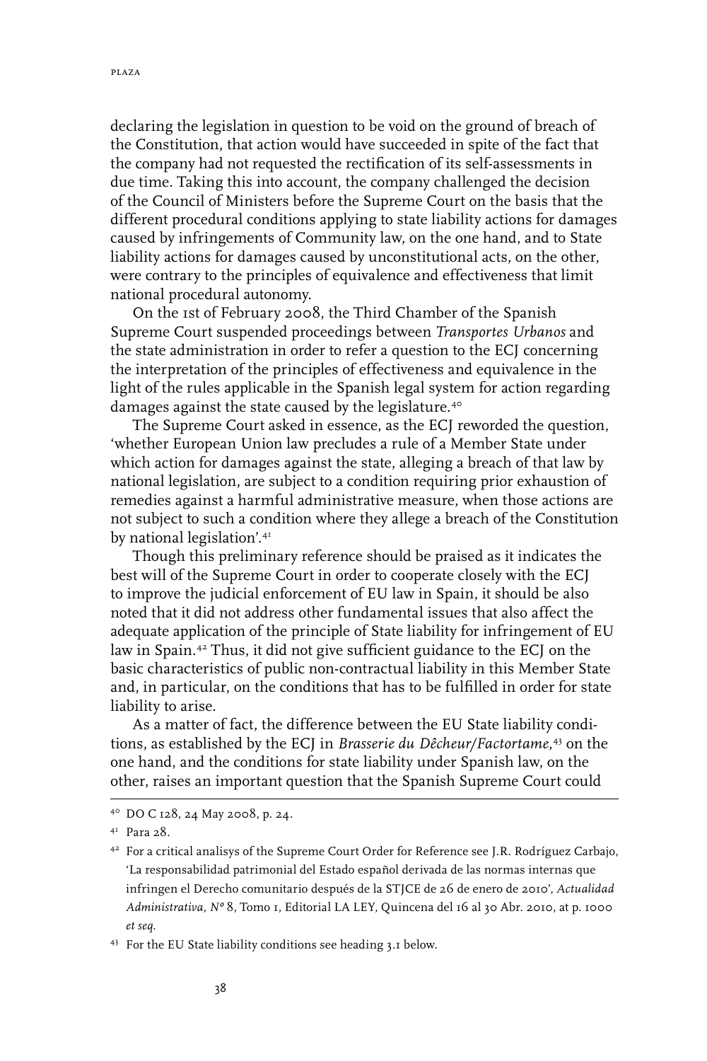declaring the legislation in question to be void on the ground of breach of the Constitution, that action would have succeeded in spite of the fact that the company had not requested the rectification of its self-assessments in due time. Taking this into account, the company challenged the decision of the Council of Ministers before the Supreme Court on the basis that the different procedural conditions applying to state liability actions for damages caused by infringements of Community law, on the one hand, and to State liability actions for damages caused by unconstitutional acts, on the other, were contrary to the principles of equivalence and effectiveness that limit national procedural autonomy.

On the 1st of February 2008, the Third Chamber of the Spanish Supreme Court suspended proceedings between *Transportes Urbanos* and the state administration in order to refer a question to the ECJ concerning the interpretation of the principles of effectiveness and equivalence in the light of the rules applicable in the Spanish legal system for action regarding damages against the state caused by the legislature.[40]

The Supreme Court asked in essence, as the ECJ reworded the question, 'whether European Union law precludes a rule of a Member State under which action for damages against the state, alleging a breach of that law by national legislation, are subject to a condition requiring prior exhaustion of remedies against a harmful administrative measure, when those actions are not subject to such a condition where they allege a breach of the Constitution by national legislation'.[41]

Though this preliminary reference should be praised as it indicates the best will of the Supreme Court in order to cooperate closely with the ECJ to improve the judicial enforcement of EU law in Spain, it should be also noted that it did not address other fundamental issues that also affect the adequate application of the principle of State liability for infringement of EU law in Spain.[42] Thus, it did not give sufficient guidance to the ECJ on the basic characteristics of public non-contractual liability in this Member State and, in particular, on the conditions that has to be fulfilled in order for state liability to arise.

As a matter of fact, the difference between the EU State liability conditions, as established by the ECJ in *Brasserie du Dêcheur/Factortame*,[43] on the one hand, and the conditions for state liability under Spanish law, on the other, raises an important question that the Spanish Supreme Court could

---

[40] DO C 128, 24 May 2008, p. 24.

[41] Para 28.

[42] For a critical analisys of the Supreme Court Order for Reference see J.R. Rodríguez Carbajo, 'La responsabilidad patrimonial del Estado español derivada de las normas internas que infringen el Derecho comunitario después de la STJCE de 26 de enero de 2010', *Actualidad Administrativa, Nº* 8, Tomo 1, Editorial LA LEY, Quincena del 16 al 30 Abr. 2010, at p. 1000 *et seq*.

[43] For the EU State liability conditions see heading 3.1 below.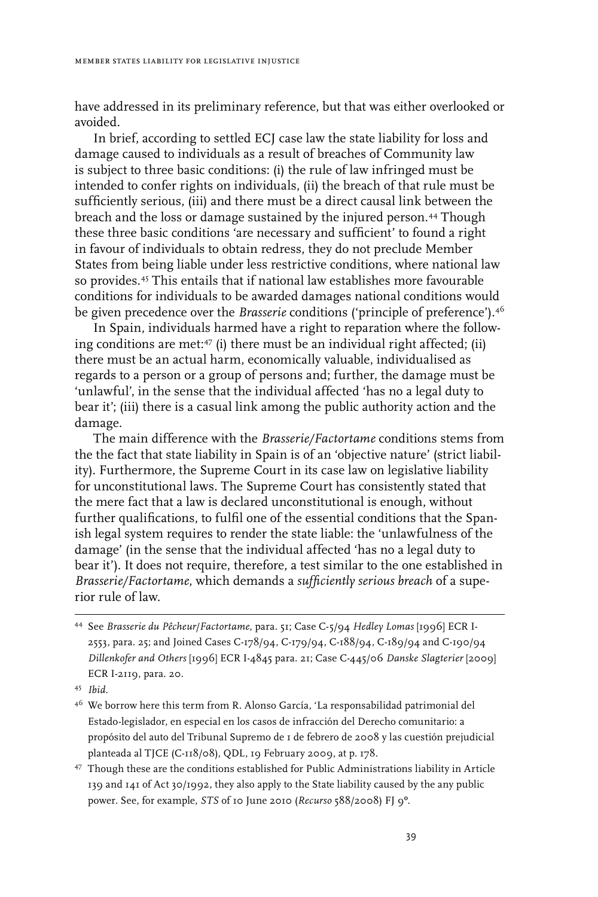have addressed in its preliminary reference, but that was either overlooked or avoided.

In brief, according to settled ECJ case law the state liability for loss and damage caused to individuals as a result of breaches of Community law is subject to three basic conditions: (i) the rule of law infringed must be intended to confer rights on individuals, (ii) the breach of that rule must be sufficiently serious, (iii) and there must be a direct causal link between the breach and the loss or damage sustained by the injured person.[44] Though these three basic conditions 'are necessary and sufficient' to found a right in favour of individuals to obtain redress, they do not preclude Member States from being liable under less restrictive conditions, where national law so provides.[45] This entails that if national law establishes more favourable conditions for individuals to be awarded damages national conditions would be given precedence over the *Brasserie* conditions ('principle of preference').[46]

In Spain, individuals harmed have a right to reparation where the following conditions are met:[47] (i) there must be an individual right affected; (ii) there must be an actual harm, economically valuable, individualised as regards to a person or a group of persons and; further, the damage must be 'unlawful', in the sense that the individual affected 'has no a legal duty to bear it'; (iii) there is a casual link among the public authority action and the damage.

The main difference with the *Brasserie/Factortame* conditions stems from the the fact that state liability in Spain is of an 'objective nature' (strict liability). Furthermore, the Supreme Court in its case law on legislative liability for unconstitutional laws. The Supreme Court has consistently stated that the mere fact that a law is declared unconstitutional is enough, without further qualifications, to fulfil one of the essential conditions that the Spanish legal system requires to render the state liable: the 'unlawfulness of the damage' (in the sense that the individual affected 'has no a legal duty to bear it'). It does not require, therefore, a test similar to the one established in *Brasserie/Factortame*, which demands a *sufficiently serious breach* of a superior rule of law.

---

[44] See *Brasserie du Pêcheur/Factortame*, para. 51; Case C-5/94 *Hedley Lomas* [1996] ECR I-2553, para. 25; and Joined Cases C-178/94, C-179/94, C-188/94, C-189/94 and C-190/94 *Dillenkofer and Others* [1996] ECR I-4845 para. 21; Case C-445/06 *Danske Slagterier* [2009] ECR I-2119, para. 20.

[45] *Ibid.*

[46] We borrow here this term from R. Alonso García, 'La responsabilidad patrimonial del Estado-legislador, en especial en los casos de infracción del Derecho comunitario: a propósito del auto del Tribunal Supremo de 1 de febrero de 2008 y las cuestión prejudicial planteada al TJCE (C-118/08), QDL, 19 February 2009, at p. 178.

[47] Though these are the conditions established for Public Administrations liability in Article 139 and 141 of Act 30/1992, they also apply to the State liability caused by the any public power. See, for example, *STS* of 10 June 2010 (*Recurso* 588/2008) FJ 9º.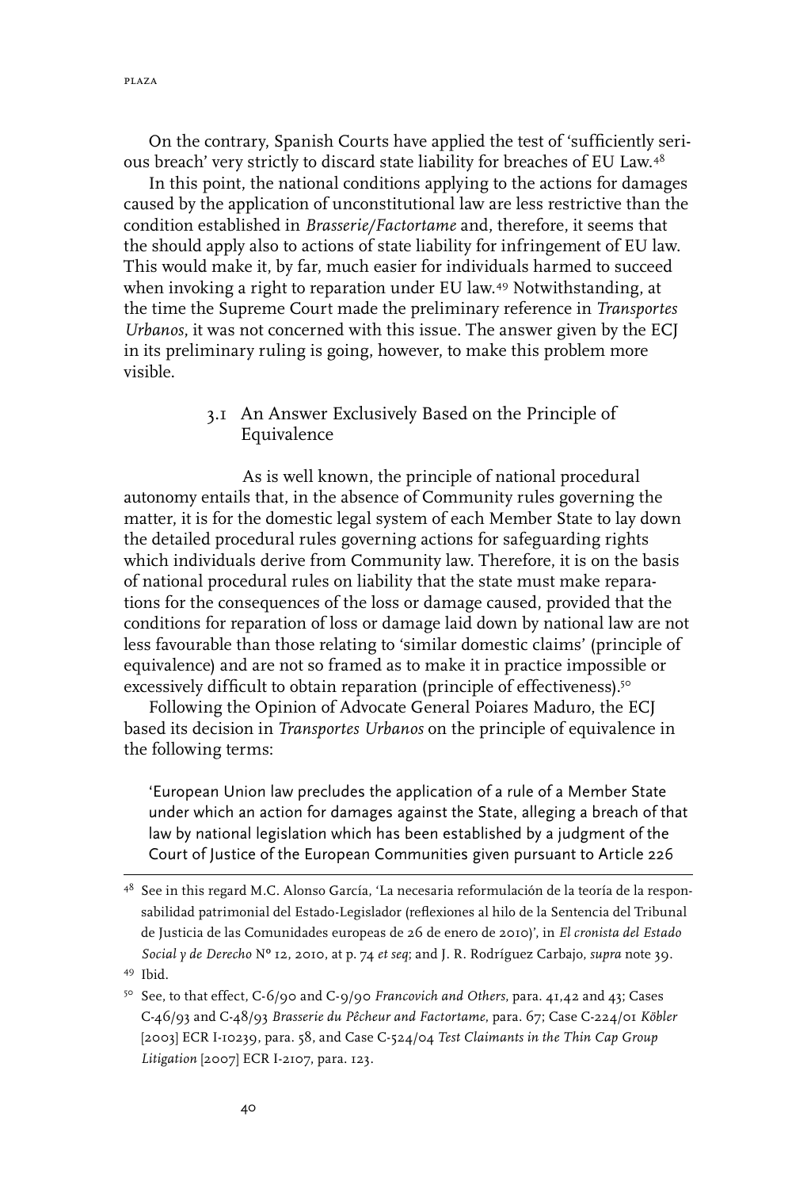On the contrary, Spanish Courts have applied the test of 'sufficiently serious breach' very strictly to discard state liability for breaches of EU Law.[48]

In this point, the national conditions applying to the actions for damages caused by the application of unconstitutional law are less restrictive than the condition established in *Brasserie/Factortame* and, therefore, it seems that the should apply also to actions of state liability for infringement of EU law. This would make it, by far, much easier for individuals harmed to succeed when invoking a right to reparation under EU law.[49] Notwithstanding, at the time the Supreme Court made the preliminary reference in *Transportes Urbanos*, it was not concerned with this issue. The answer given by the ECJ in its preliminary ruling is going, however, to make this problem more visible.

### 3.1 An Answer Exclusively Based on the Principle of Equivalence

As is well known, the principle of national procedural autonomy entails that, in the absence of Community rules governing the matter, it is for the domestic legal system of each Member State to lay down the detailed procedural rules governing actions for safeguarding rights which individuals derive from Community law. Therefore, it is on the basis of national procedural rules on liability that the state must make reparations for the consequences of the loss or damage caused, provided that the conditions for reparation of loss or damage laid down by national law are not less favourable than those relating to 'similar domestic claims' (principle of equivalence) and are not so framed as to make it in practice impossible or excessively difficult to obtain reparation (principle of effectiveness).[50]

Following the Opinion of Advocate General Poiares Maduro, the ECJ based its decision in *Transportes Urbanos* on the principle of equivalence in the following terms:

> 'European Union law precludes the application of a rule of a Member State under which an action for damages against the State, alleging a breach of that law by national legislation which has been established by a judgment of the Court of Justice of the European Communities given pursuant to Article 226

---

[48] See in this regard M.C. Alonso García, 'La necesaria reformulación de la teoría de la responsabilidad patrimonial del Estado-Legislador (reflexiones al hilo de la Sentencia del Tribunal de Justicia de las Comunidades europeas de 26 de enero de 2010)', in *El cronista del Estado Social y de Derecho* Nº 12, 2010, at p. 74 *et seq*; and J. R. Rodríguez Carbajo, *supra* note 39.

[49] Ibid.

[50] See, to that effect, C-6/90 and C-9/90 *Francovich and Others*, para. 41,42 and 43; Cases C-46/93 and C-48/93 *Brasserie du Pêcheur and Factortame*, para. 67; Case C-224/01 *Köbler* [2003] ECR I-10239, para. 58, and Case C-524/04 *Test Claimants in the Thin Cap Group Litigation* [2007] ECR I-2107, para. 123.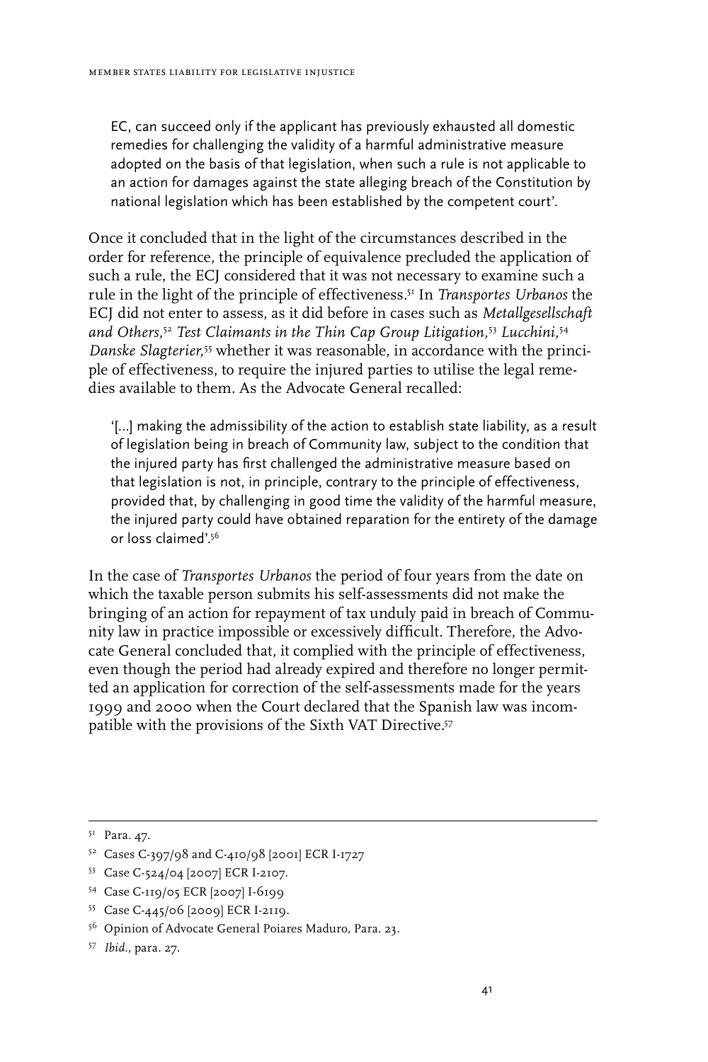EC, can succeed only if the applicant has previously exhausted all domestic remedies for challenging the validity of a harmful administrative measure adopted on the basis of that legislation, when such a rule is not applicable to an action for damages against the state alleging breach of the Constitution by national legislation which has been established by the competent court'.

Once it concluded that in the light of the circumstances described in the order for reference, the principle of equivalence precluded the application of such a rule, the ECJ considered that it was not necessary to examine such a rule in the light of the principle of effectiveness.[51] In *Transportes Urbanos* the ECJ did not enter to assess, as it did before in cases such as *Metallgesellschaft and Others*,[52] *Test Claimants in the Thin Cap Group Litigation*,[53] *Lucchini*,[54] *Danske Slagterier*,[55] whether it was reasonable, in accordance with the principle of effectiveness, to require the injured parties to utilise the legal remedies available to them. As the Advocate General recalled:

> '[...] making the admissibility of the action to establish state liability, as a result of legislation being in breach of Community law, subject to the condition that the injured party has first challenged the administrative measure based on that legislation is not, in principle, contrary to the principle of effectiveness, provided that, by challenging in good time the validity of the harmful measure, the injured party could have obtained reparation for the entirety of the damage or loss claimed'.[56]

In the case of *Transportes Urbanos* the period of four years from the date on which the taxable person submits his self-assessments did not make the bringing of an action for repayment of tax unduly paid in breach of Community law in practice impossible or excessively difficult. Therefore, the Advocate General concluded that, it complied with the principle of effectiveness, even though the period had already expired and therefore no longer permitted an application for correction of the self-assessments made for the years 1999 and 2000 when the Court declared that the Spanish law was incompatible with the provisions of the Sixth VAT Directive.[57]

---

[51] Para. 47.

[52] Cases C-397/98 and C-410/98 [2001] ECR I-1727

[53] Case C-524/04 [2007] ECR I-2107.

[54] Case C-119/05 ECR [2007] I-6199

[55] Case C-445/06 [2009] ECR I-2119.

[56] Opinion of Advocate General Poiares Maduro, Para. 23.

[57] *Ibid.*, para. 27.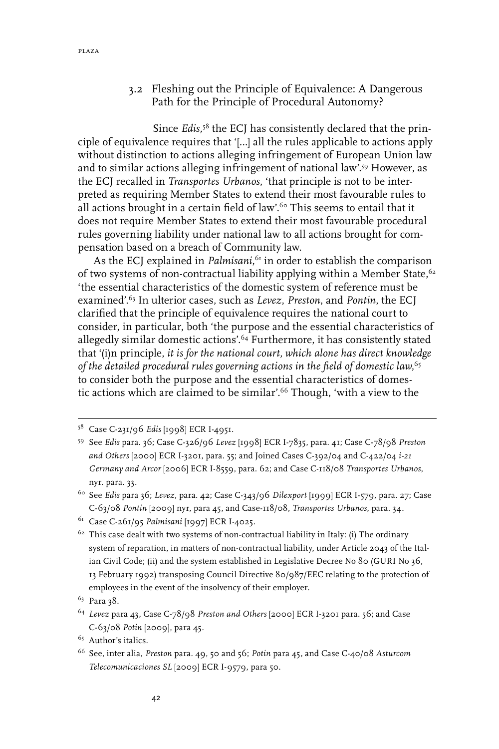### 3.2 Fleshing out the Principle of Equivalence: A Dangerous Path for the Principle of Procedural Autonomy?

Since *Edis*,[58] the ECJ has consistently declared that the principle of equivalence requires that '[...] all the rules applicable to actions apply without distinction to actions alleging infringement of European Union law and to similar actions alleging infringement of national law'.[59] However, as the ECJ recalled in *Transportes Urbanos*, 'that principle is not to be interpreted as requiring Member States to extend their most favourable rules to all actions brought in a certain field of law'.[60] This seems to entail that it does not require Member States to extend their most favourable procedural rules governing liability under national law to all actions brought for compensation based on a breach of Community law.

As the ECJ explained in *Palmisani*,[61] in order to establish the comparison of two systems of non-contractual liability applying within a Member State,[62] 'the essential characteristics of the domestic system of reference must be examined'.[63] In ulterior cases, such as *Levez*, *Preston*, and *Pontin*, the ECJ clarified that the principle of equivalence requires the national court to consider, in particular, both 'the purpose and the essential characteristics of allegedly similar domestic actions'.[64] Furthermore, it has consistently stated that '(i)n principle, *it is for the national court, which alone has direct knowledge of the detailed procedural rules governing actions in the field of domestic law*,[65] to consider both the purpose and the essential characteristics of domestic actions which are claimed to be similar'.[66] Though, 'with a view to the

---

[58] Case C-231/96 *Edis* [1998] ECR I-4951.

[59] See *Edis* para. 36; Case C-326/96 *Levez* [1998] ECR I-7835, para. 41; Case C-78/98 *Preston and Others* [2000] ECR I-3201, para. 55; and Joined Cases C-392/04 and C-422/04 *i-21 Germany and Arcor* [2006] ECR I-8559, para. 62; and Case C-118/08 *Transportes Urbanos*, nyr. para. 33.

[60] See *Edis* para 36; *Levez*, para. 42; Case C-343/96 *Dilexport* [1999] ECR I-579, para. 27; Case C-63/08 *Pontin* [2009] nyr, para 45, and Case-118/08, *Transportes Urbanos*, para. 34.

[61] Case C-261/95 *Palmisani* [1997] ECR I-4025.

[62] This case dealt with two systems of non-contractual liability in Italy: (i) The ordinary system of reparation, in matters of non-contractual liability, under Article 2043 of the Italian Civil Code; (ii) and the system established in Legislative Decree No 80 (GURI No 36, 13 February 1992) transposing Council Directive 80/987/EEC relating to the protection of employees in the event of the insolvency of their employer.

[63] Para 38.

[64] *Levez* para 43, Case C-78/98 *Preston and Others* [2000] ECR I-3201 para. 56; and Case C-63/08 *Potin* [2009], para 45.

[65] Author's italics.

[66] See, inter alia, *Preston* para. 49, 50 and 56; *Potin* para 45, and Case C-40/08 *Asturcom Telecomunicaciones SL* [2009] ECR I-9579, para 50.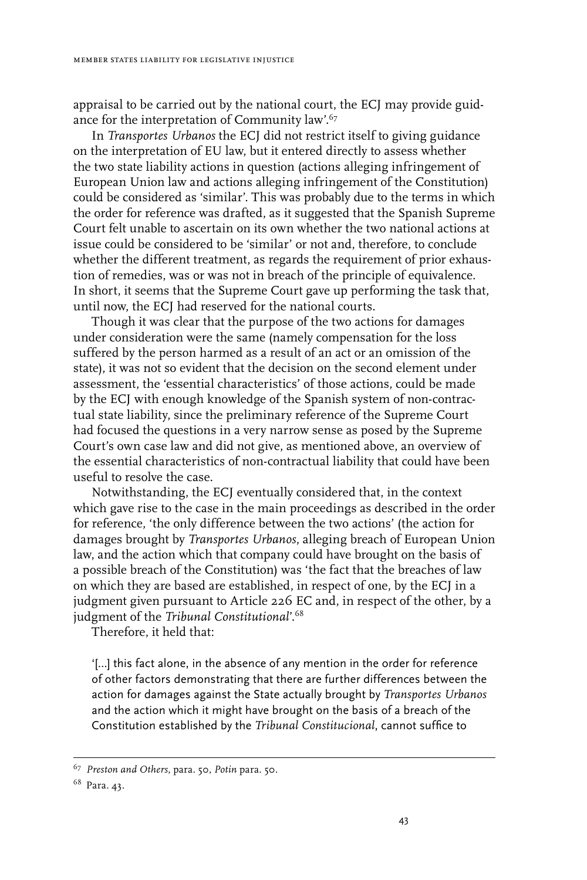appraisal to be carried out by the national court, the ECJ may provide guidance for the interpretation of Community law'.[67]

In *Transportes Urbanos* the ECJ did not restrict itself to giving guidance on the interpretation of EU law, but it entered directly to assess whether the two state liability actions in question (actions alleging infringement of European Union law and actions alleging infringement of the Constitution) could be considered as 'similar'. This was probably due to the terms in which the order for reference was drafted, as it suggested that the Spanish Supreme Court felt unable to ascertain on its own whether the two national actions at issue could be considered to be 'similar' or not and, therefore, to conclude whether the different treatment, as regards the requirement of prior exhaustion of remedies, was or was not in breach of the principle of equivalence. In short, it seems that the Supreme Court gave up performing the task that, until now, the ECJ had reserved for the national courts.

Though it was clear that the purpose of the two actions for damages under consideration were the same (namely compensation for the loss suffered by the person harmed as a result of an act or an omission of the state), it was not so evident that the decision on the second element under assessment, the 'essential characteristics' of those actions, could be made by the ECJ with enough knowledge of the Spanish system of non-contractual state liability, since the preliminary reference of the Supreme Court had focused the questions in a very narrow sense as posed by the Supreme Court's own case law and did not give, as mentioned above, an overview of the essential characteristics of non-contractual liability that could have been useful to resolve the case.

Notwithstanding, the ECJ eventually considered that, in the context which gave rise to the case in the main proceedings as described in the order for reference, 'the only difference between the two actions' (the action for damages brought by *Transportes Urbanos*, alleging breach of European Union law, and the action which that company could have brought on the basis of a possible breach of the Constitution) was 'the fact that the breaches of law on which they are based are established, in respect of one, by the ECJ in a judgment given pursuant to Article 226 EC and, in respect of the other, by a judgment of the *Tribunal Constitutional*'.[68]

Therefore, it held that:

> '[...] this fact alone, in the absence of any mention in the order for reference of other factors demonstrating that there are further differences between the action for damages against the State actually brought by *Transportes Urbanos* and the action which it might have brought on the basis of a breach of the Constitution established by the *Tribunal Constitucional*, cannot suffice to

---

[67] *Preston and Others*, para. 50, *Potin* para. 50.

[68] Para. 43.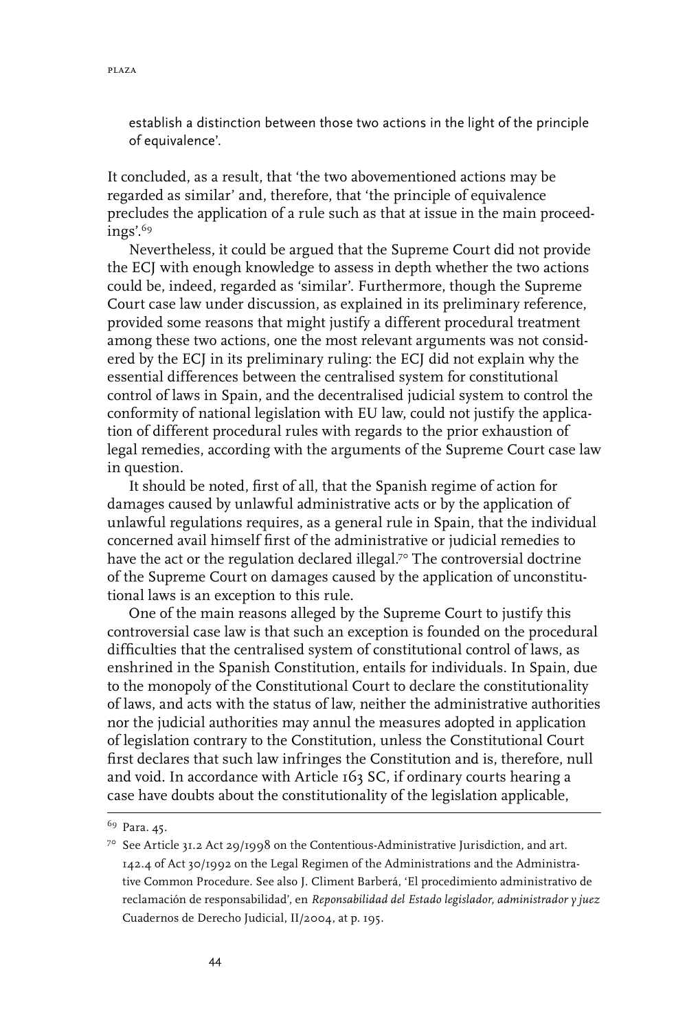establish a distinction between those two actions in the light of the principle of equivalence'.

It concluded, as a result, that 'the two abovementioned actions may be regarded as similar' and, therefore, that 'the principle of equivalence precludes the application of a rule such as that at issue in the main proceedings'.[69]

Nevertheless, it could be argued that the Supreme Court did not provide the ECJ with enough knowledge to assess in depth whether the two actions could be, indeed, regarded as 'similar'. Furthermore, though the Supreme Court case law under discussion, as explained in its preliminary reference, provided some reasons that might justify a different procedural treatment among these two actions, one the most relevant arguments was not considered by the ECJ in its preliminary ruling: the ECJ did not explain why the essential differences between the centralised system for constitutional control of laws in Spain, and the decentralised judicial system to control the conformity of national legislation with EU law, could not justify the application of different procedural rules with regards to the prior exhaustion of legal remedies, according with the arguments of the Supreme Court case law in question.

It should be noted, first of all, that the Spanish regime of action for damages caused by unlawful administrative acts or by the application of unlawful regulations requires, as a general rule in Spain, that the individual concerned avail himself first of the administrative or judicial remedies to have the act or the regulation declared illegal.[70] The controversial doctrine of the Supreme Court on damages caused by the application of unconstitutional laws is an exception to this rule.

One of the main reasons alleged by the Supreme Court to justify this controversial case law is that such an exception is founded on the procedural difficulties that the centralised system of constitutional control of laws, as enshrined in the Spanish Constitution, entails for individuals. In Spain, due to the monopoly of the Constitutional Court to declare the constitutionality of laws, and acts with the status of law, neither the administrative authorities nor the judicial authorities may annul the measures adopted in application of legislation contrary to the Constitution, unless the Constitutional Court first declares that such law infringes the Constitution and is, therefore, null and void. In accordance with Article 163 SC, if ordinary courts hearing a case have doubts about the constitutionality of the legislation applicable,

---

[69] Para. 45.

[70] See Article 31.2 Act 29/1998 on the Contentious-Administrative Jurisdiction, and art. 142.4 of Act 30/1992 on the Legal Regimen of the Administrations and the Administrative Common Procedure. See also J. Climent Barberá, 'El procedimiento administrativo de reclamación de responsabilidad', en *Reponsabilidad del Estado legislador, administrador y juez* Cuadernos de Derecho Judicial, II/2004, at p. 195.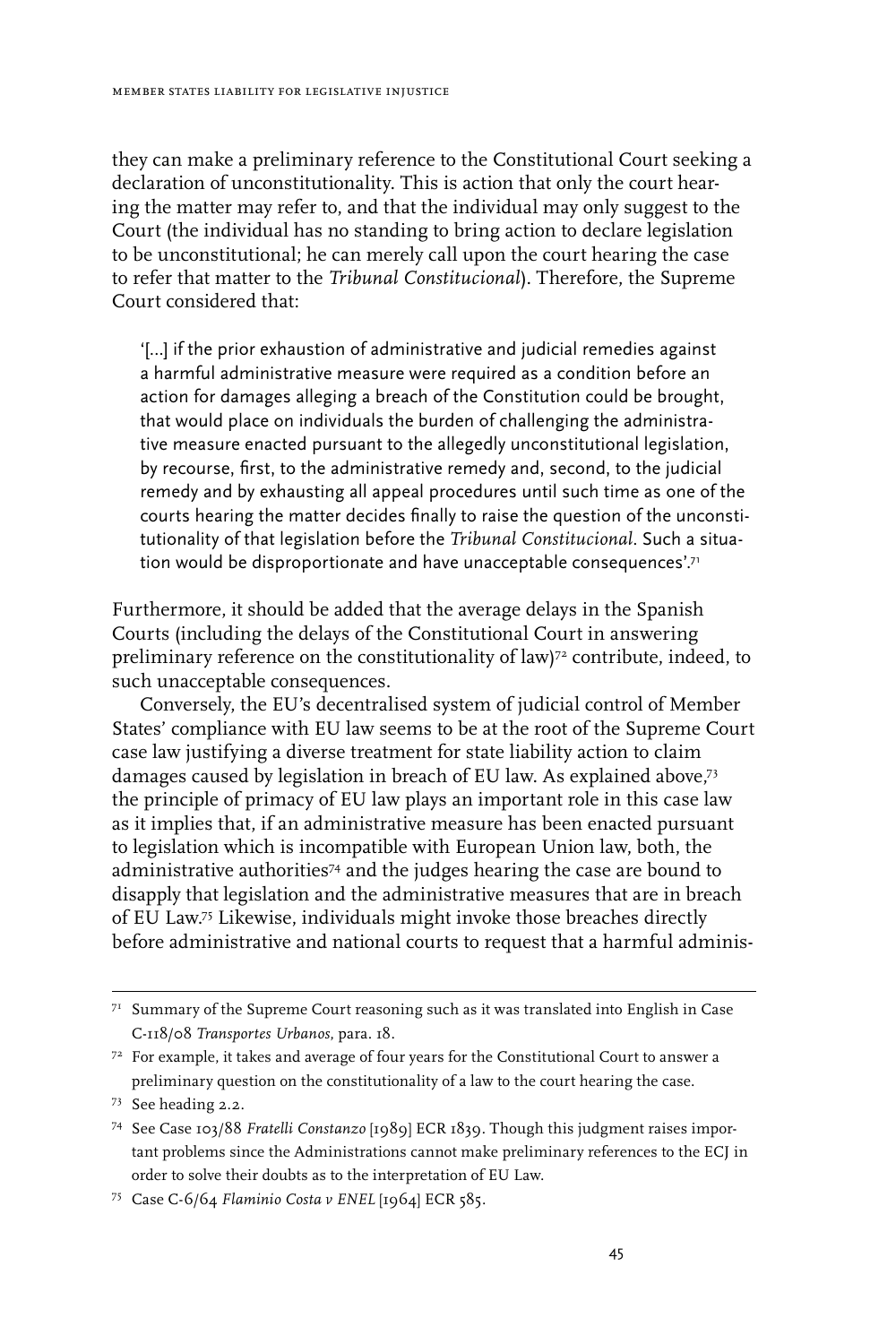they can make a preliminary reference to the Constitutional Court seeking a declaration of unconstitutionality. This is action that only the court hearing the matter may refer to, and that the individual may only suggest to the Court (the individual has no standing to bring action to declare legislation to be unconstitutional; he can merely call upon the court hearing the case to refer that matter to the *Tribunal Constitucional*). Therefore, the Supreme Court considered that:

> '[...] if the prior exhaustion of administrative and judicial remedies against a harmful administrative measure were required as a condition before an action for damages alleging a breach of the Constitution could be brought, that would place on individuals the burden of challenging the administrative measure enacted pursuant to the allegedly unconstitutional legislation, by recourse, first, to the administrative remedy and, second, to the judicial remedy and by exhausting all appeal procedures until such time as one of the courts hearing the matter decides finally to raise the question of the unconstitutionality of that legislation before the *Tribunal Constitucional*. Such a situation would be disproportionate and have unacceptable consequences'.[71]

Furthermore, it should be added that the average delays in the Spanish Courts (including the delays of the Constitutional Court in answering preliminary reference on the constitutionality of law)[72] contribute, indeed, to such unacceptable consequences.

Conversely, the EU's decentralised system of judicial control of Member States' compliance with EU law seems to be at the root of the Supreme Court case law justifying a diverse treatment for state liability action to claim damages caused by legislation in breach of EU law. As explained above,[73] the principle of primacy of EU law plays an important role in this case law as it implies that, if an administrative measure has been enacted pursuant to legislation which is incompatible with European Union law, both, the administrative authorities[74] and the judges hearing the case are bound to disapply that legislation and the administrative measures that are in breach of EU Law.[75] Likewise, individuals might invoke those breaches directly before administrative and national courts to request that a harmful adminis-

---

[71] Summary of the Supreme Court reasoning such as it was translated into English in Case C-118/08 *Transportes Urbanos*, para. 18.

[72] For example, it takes and average of four years for the Constitutional Court to answer a preliminary question on the constitutionality of a law to the court hearing the case.

[73] See heading 2.2.

[74] See Case 103/88 *Fratelli Constanzo* [1989] ECR 1839. Though this judgment raises important problems since the Administrations cannot make preliminary references to the ECJ in order to solve their doubts as to the interpretation of EU Law.

[75] Case C-6/64 *Flaminio Costa v ENEL* [1964] ECR 585.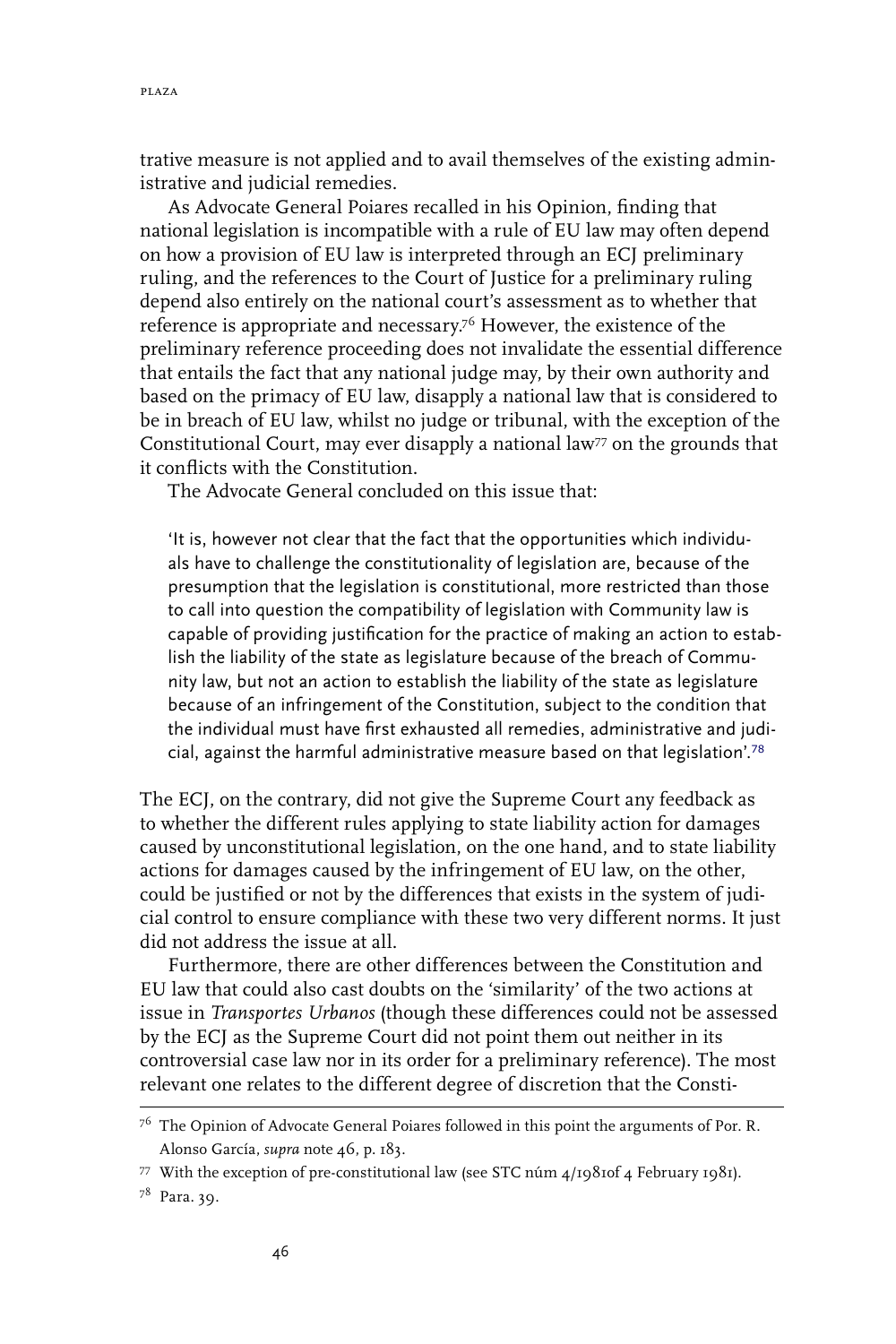trative measure is not applied and to avail themselves of the existing administrative and judicial remedies.

As Advocate General Poiares recalled in his Opinion, finding that national legislation is incompatible with a rule of EU law may often depend on how a provision of EU law is interpreted through an ECJ preliminary ruling, and the references to the Court of Justice for a preliminary ruling depend also entirely on the national court's assessment as to whether that reference is appropriate and necessary.[76] However, the existence of the preliminary reference proceeding does not invalidate the essential difference that entails the fact that any national judge may, by their own authority and based on the primacy of EU law, disapply a national law that is considered to be in breach of EU law, whilst no judge or tribunal, with the exception of the Constitutional Court, may ever disapply a national law[77] on the grounds that it conflicts with the Constitution.

The Advocate General concluded on this issue that:

> 'It is, however not clear that the fact that the opportunities which individuals have to challenge the constitutionality of legislation are, because of the presumption that the legislation is constitutional, more restricted than those to call into question the compatibility of legislation with Community law is capable of providing justification for the practice of making an action to establish the liability of the state as legislature because of the breach of Community law, but not an action to establish the liability of the state as legislature because of an infringement of the Constitution, subject to the condition that the individual must have first exhausted all remedies, administrative and judicial, against the harmful administrative measure based on that legislation'.[78]

The ECJ, on the contrary, did not give the Supreme Court any feedback as to whether the different rules applying to state liability action for damages caused by unconstitutional legislation, on the one hand, and to state liability actions for damages caused by the infringement of EU law, on the other, could be justified or not by the differences that exists in the system of judicial control to ensure compliance with these two very different norms. It just did not address the issue at all.

Furthermore, there are other differences between the Constitution and EU law that could also cast doubts on the 'similarity' of the two actions at issue in *Transportes Urbanos* (though these differences could not be assessed by the ECJ as the Supreme Court did not point them out neither in its controversial case law nor in its order for a preliminary reference). The most relevant one relates to the different degree of discretion that the Consti-

---

[76] The Opinion of Advocate General Poiares followed in this point the arguments of Por. R. Alonso García, *supra* note 46, p. 183.

[77] With the exception of pre-constitutional law (see STC núm 4/1981of 4 February 1981).

[78] Para. 39.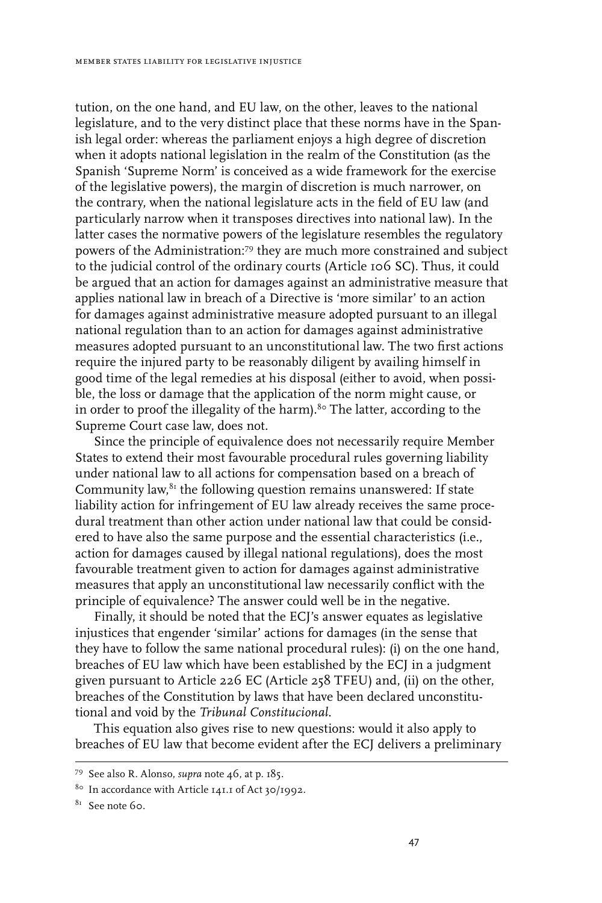tution, on the one hand, and EU law, on the other, leaves to the national legislature, and to the very distinct place that these norms have in the Spanish legal order: whereas the parliament enjoys a high degree of discretion when it adopts national legislation in the realm of the Constitution (as the Spanish 'Supreme Norm' is conceived as a wide framework for the exercise of the legislative powers), the margin of discretion is much narrower, on the contrary, when the national legislature acts in the field of EU law (and particularly narrow when it transposes directives into national law). In the latter cases the normative powers of the legislature resembles the regulatory powers of the Administration:[79] they are much more constrained and subject to the judicial control of the ordinary courts (Article 106 SC). Thus, it could be argued that an action for damages against an administrative measure that applies national law in breach of a Directive is 'more similar' to an action for damages against administrative measure adopted pursuant to an illegal national regulation than to an action for damages against administrative measures adopted pursuant to an unconstitutional law. The two first actions require the injured party to be reasonably diligent by availing himself in good time of the legal remedies at his disposal (either to avoid, when possible, the loss or damage that the application of the norm might cause, or in order to proof the illegality of the harm).[80] The latter, according to the Supreme Court case law, does not.

Since the principle of equivalence does not necessarily require Member States to extend their most favourable procedural rules governing liability under national law to all actions for compensation based on a breach of Community law,[81] the following question remains unanswered: If state liability action for infringement of EU law already receives the same procedural treatment than other action under national law that could be considered to have also the same purpose and the essential characteristics (i.e., action for damages caused by illegal national regulations), does the most favourable treatment given to action for damages against administrative measures that apply an unconstitutional law necessarily conflict with the principle of equivalence? The answer could well be in the negative.

Finally, it should be noted that the ECJ's answer equates as legislative injustices that engender 'similar' actions for damages (in the sense that they have to follow the same national procedural rules): (i) on the one hand, breaches of EU law which have been established by the ECJ in a judgment given pursuant to Article 226 EC (Article 258 TFEU) and, (ii) on the other, breaches of the Constitution by laws that have been declared unconstitutional and void by the *Tribunal Constitucional*.

This equation also gives rise to new questions: would it also apply to breaches of EU law that become evident after the ECJ delivers a preliminary

---

[79] See also R. Alonso, *supra* note 46, at p. 185.

[80] In accordance with Article 141.1 of Act 30/1992.

[81] See note 60.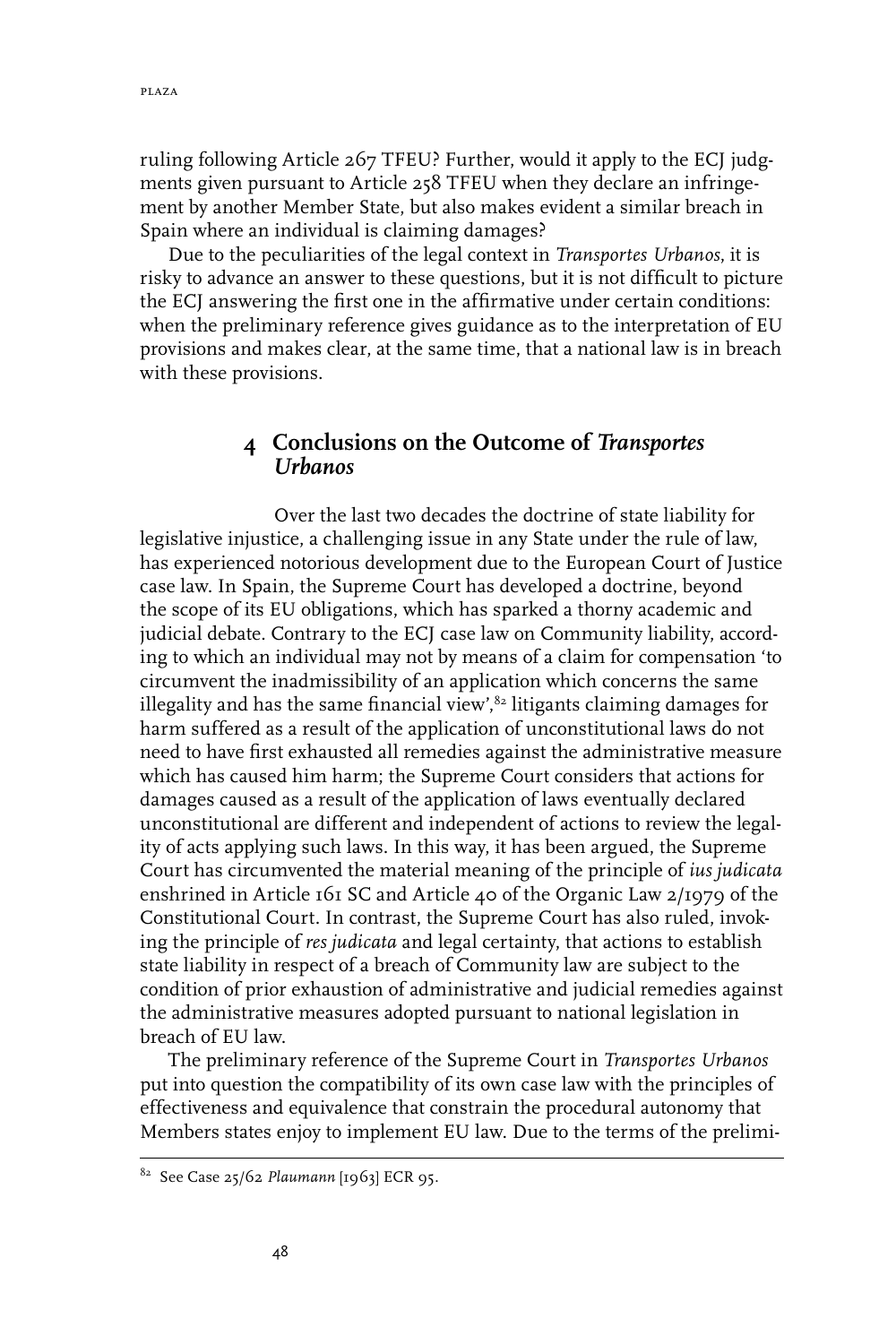ruling following Article 267 TFEU? Further, would it apply to the ECJ judgments given pursuant to Article 258 TFEU when they declare an infringement by another Member State, but also makes evident a similar breach in Spain where an individual is claiming damages?

Due to the peculiarities of the legal context in *Transportes Urbanos*, it is risky to advance an answer to these questions, but it is not difficult to picture the ECJ answering the first one in the affirmative under certain conditions: when the preliminary reference gives guidance as to the interpretation of EU provisions and makes clear, at the same time, that a national law is in breach with these provisions.

## 4 Conclusions on the Outcome of *Transportes Urbanos*

Over the last two decades the doctrine of state liability for legislative injustice, a challenging issue in any State under the rule of law, has experienced notorious development due to the European Court of Justice case law. In Spain, the Supreme Court has developed a doctrine, beyond the scope of its EU obligations, which has sparked a thorny academic and judicial debate. Contrary to the ECJ case law on Community liability, according to which an individual may not by means of a claim for compensation 'to circumvent the inadmissibility of an application which concerns the same illegality and has the same financial view',[82] litigants claiming damages for harm suffered as a result of the application of unconstitutional laws do not need to have first exhausted all remedies against the administrative measure which has caused him harm; the Supreme Court considers that actions for damages caused as a result of the application of laws eventually declared unconstitutional are different and independent of actions to review the legality of acts applying such laws. In this way, it has been argued, the Supreme Court has circumvented the material meaning of the principle of *ius judicata* enshrined in Article 161 SC and Article 40 of the Organic Law 2/1979 of the Constitutional Court. In contrast, the Supreme Court has also ruled, invoking the principle of *res judicata* and legal certainty, that actions to establish state liability in respect of a breach of Community law are subject to the condition of prior exhaustion of administrative and judicial remedies against the administrative measures adopted pursuant to national legislation in breach of EU law.

The preliminary reference of the Supreme Court in *Transportes Urbanos* put into question the compatibility of its own case law with the principles of effectiveness and equivalence that constrain the procedural autonomy that Members states enjoy to implement EU law. Due to the terms of the prelimi-

[82] See Case 25/62 *Plaumann* [1963] ECR 95.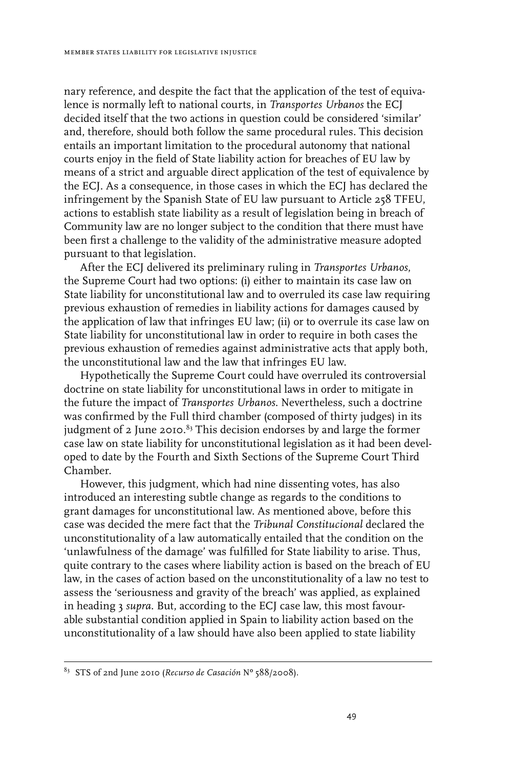nary reference, and despite the fact that the application of the test of equivalence is normally left to national courts, in *Transportes Urbanos* the ECJ decided itself that the two actions in question could be considered 'similar' and, therefore, should both follow the same procedural rules. This decision entails an important limitation to the procedural autonomy that national courts enjoy in the field of State liability action for breaches of EU law by means of a strict and arguable direct application of the test of equivalence by the ECJ. As a consequence, in those cases in which the ECJ has declared the infringement by the Spanish State of EU law pursuant to Article 258 TFEU, actions to establish state liability as a result of legislation being in breach of Community law are no longer subject to the condition that there must have been first a challenge to the validity of the administrative measure adopted pursuant to that legislation.

After the ECJ delivered its preliminary ruling in *Transportes Urbanos*, the Supreme Court had two options: (i) either to maintain its case law on State liability for unconstitutional law and to overruled its case law requiring previous exhaustion of remedies in liability actions for damages caused by the application of law that infringes EU law; (ii) or to overrule its case law on State liability for unconstitutional law in order to require in both cases the previous exhaustion of remedies against administrative acts that apply both, the unconstitutional law and the law that infringes EU law.

Hypothetically the Supreme Court could have overruled its controversial doctrine on state liability for unconstitutional laws in order to mitigate in the future the impact of *Transportes Urbanos*. Nevertheless, such a doctrine was confirmed by the Full third chamber (composed of thirty judges) in its judgment of 2 June 2010.[83] This decision endorses by and large the former case law on state liability for unconstitutional legislation as it had been developed to date by the Fourth and Sixth Sections of the Supreme Court Third Chamber.

However, this judgment, which had nine dissenting votes, has also introduced an interesting subtle change as regards to the conditions to grant damages for unconstitutional law. As mentioned above, before this case was decided the mere fact that the *Tribunal Constitucional* declared the unconstitutionality of a law automatically entailed that the condition on the 'unlawfulness of the damage' was fulfilled for State liability to arise. Thus, quite contrary to the cases where liability action is based on the breach of EU law, in the cases of action based on the unconstitutionality of a law no test to assess the 'seriousness and gravity of the breach' was applied, as explained in heading 3 *supra*. But, according to the ECJ case law, this most favourable substantial condition applied in Spain to liability action based on the unconstitutionality of a law should have also been applied to state liability

---

[83] STS of 2nd June 2010 (*Recurso de Casación* Nº 588/2008).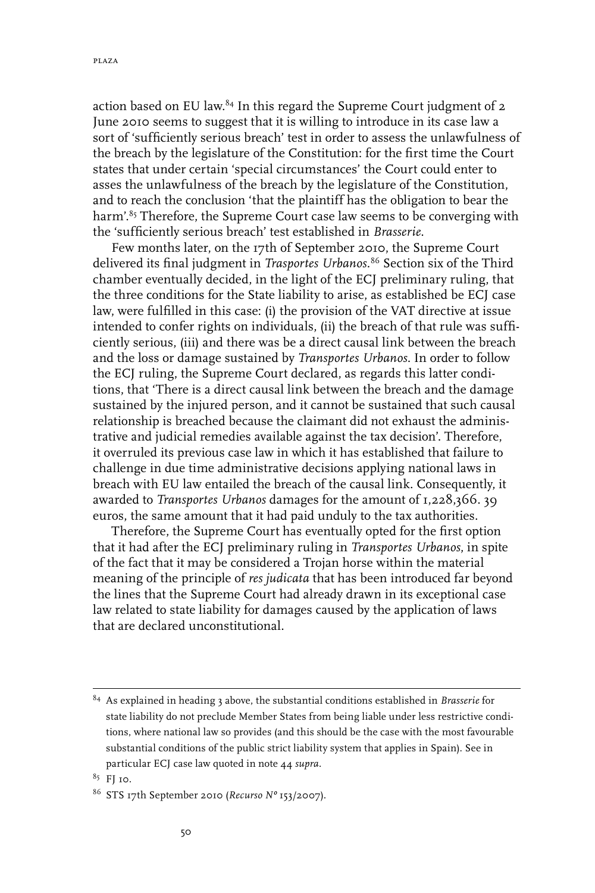action based on EU law.[84] In this regard the Supreme Court judgment of 2 June 2010 seems to suggest that it is willing to introduce in its case law a sort of 'sufficiently serious breach' test in order to assess the unlawfulness of the breach by the legislature of the Constitution: for the first time the Court states that under certain 'special circumstances' the Court could enter to asses the unlawfulness of the breach by the legislature of the Constitution, and to reach the conclusion 'that the plaintiff has the obligation to bear the harm'.[85] Therefore, the Supreme Court case law seems to be converging with the 'sufficiently serious breach' test established in *Brasserie*.

Few months later, on the 17th of September 2010, the Supreme Court delivered its final judgment in *Trasportes Urbanos*.[86] Section six of the Third chamber eventually decided, in the light of the ECJ preliminary ruling, that the three conditions for the State liability to arise, as established be ECJ case law, were fulfilled in this case: (i) the provision of the VAT directive at issue intended to confer rights on individuals, (ii) the breach of that rule was sufficiently serious, (iii) and there was be a direct causal link between the breach and the loss or damage sustained by *Transportes Urbanos*. In order to follow the ECJ ruling, the Supreme Court declared, as regards this latter conditions, that 'There is a direct causal link between the breach and the damage sustained by the injured person, and it cannot be sustained that such causal relationship is breached because the claimant did not exhaust the administrative and judicial remedies available against the tax decision'. Therefore, it overruled its previous case law in which it has established that failure to challenge in due time administrative decisions applying national laws in breach with EU law entailed the breach of the causal link. Consequently, it awarded to *Transportes Urbanos* damages for the amount of 1,228,366. 39 euros, the same amount that it had paid unduly to the tax authorities.

Therefore, the Supreme Court has eventually opted for the first option that it had after the ECJ preliminary ruling in *Transportes Urbanos*, in spite of the fact that it may be considered a Trojan horse within the material meaning of the principle of *res judicata* that has been introduced far beyond the lines that the Supreme Court had already drawn in its exceptional case law related to state liability for damages caused by the application of laws that are declared unconstitutional.

---

[84] As explained in heading 3 above, the substantial conditions established in *Brasserie* for state liability do not preclude Member States from being liable under less restrictive conditions, where national law so provides (and this should be the case with the most favourable substantial conditions of the public strict liability system that applies in Spain). See in particular ECJ case law quoted in note 44 *supra*.

[85] FJ 10.

[86] STS 17th September 2010 (*Recurso Nº* 153/2007).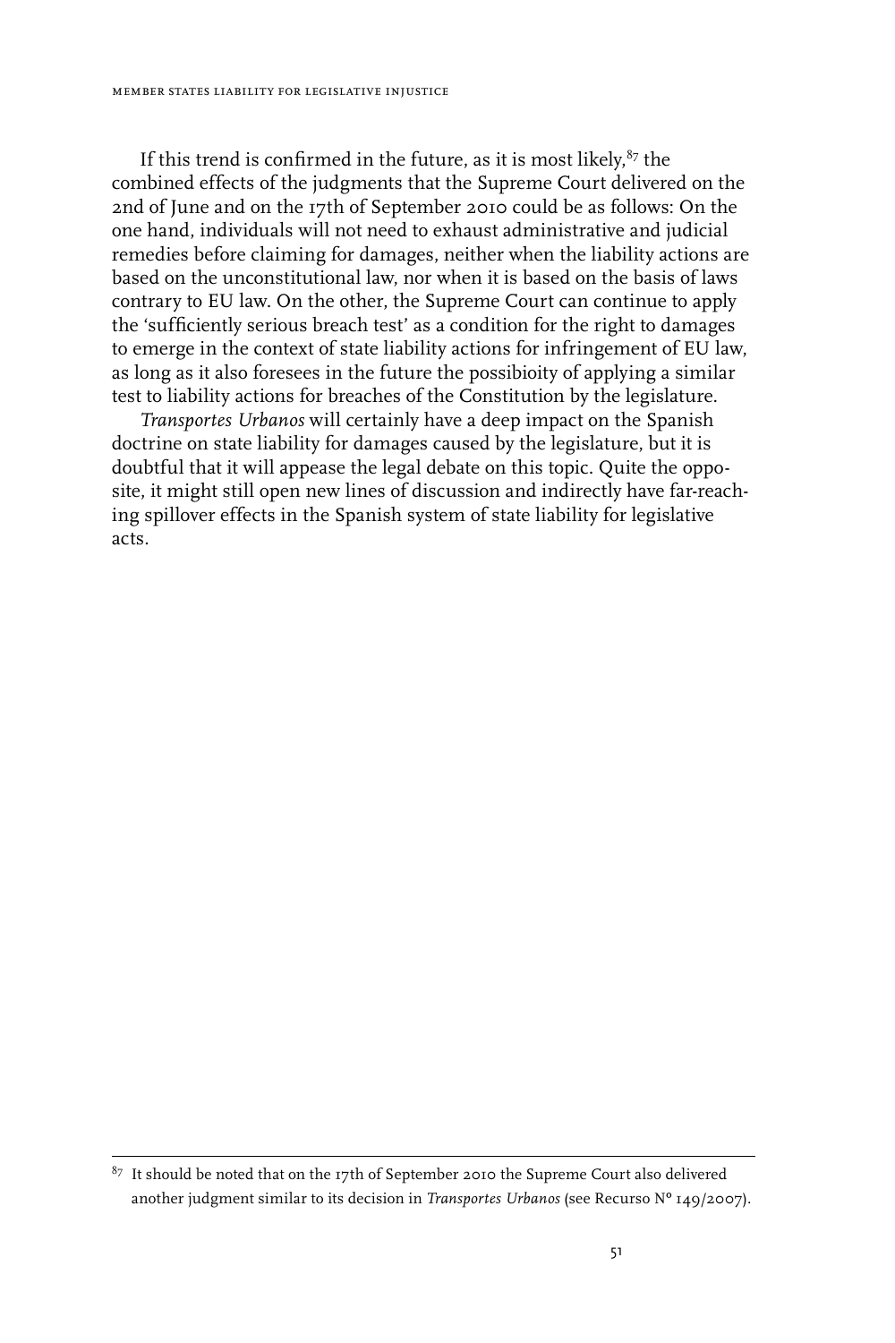If this trend is confirmed in the future, as it is most likely,[87] the combined effects of the judgments that the Supreme Court delivered on the 2nd of June and on the 17th of September 2010 could be as follows: On the one hand, individuals will not need to exhaust administrative and judicial remedies before claiming for damages, neither when the liability actions are based on the unconstitutional law, nor when it is based on the basis of laws contrary to EU law. On the other, the Supreme Court can continue to apply the 'sufficiently serious breach test' as a condition for the right to damages to emerge in the context of state liability actions for infringement of EU law, as long as it also foresees in the future the possibioity of applying a similar test to liability actions for breaches of the Constitution by the legislature.

*Transportes Urbanos* will certainly have a deep impact on the Spanish doctrine on state liability for damages caused by the legislature, but it is doubtful that it will appease the legal debate on this topic. Quite the opposite, it might still open new lines of discussion and indirectly have far-reaching spillover effects in the Spanish system of state liability for legislative acts.

[87] It should be noted that on the 17th of September 2010 the Supreme Court also delivered another judgment similar to its decision in *Transportes Urbanos* (see Recurso Nº 149/2007).